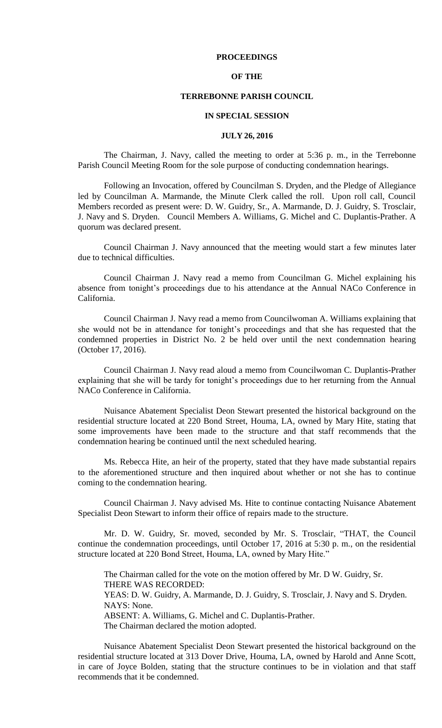**PROCEEDINGS**

**OF THE**

**TERREBONNE PARISH COUNCIL**

**IN SPECIAL SESSION**

**JULY 26, 2016**

The Chairman, J. Navy, called the meeting to order at 5:36 p. m., in the Terrebonne Parish Council Meeting Room for the sole purpose of conducting condemnation hearings.

Following an Invocation, offered by Councilman S. Dryden, and the Pledge of Allegiance led by Councilman A. Marmande, the Minute Clerk called the roll. Upon roll call, Council Members recorded as present were: D. W. Guidry, Sr., A. Marmande, D. J. Guidry, S. Trosclair, J. Navy and S. Dryden. Council Members A. Williams, G. Michel and C. Duplantis-Prather. A quorum was declared present.

Council Chairman J. Navy announced that the meeting would start a few minutes later due to technical difficulties.

Council Chairman J. Navy read a memo from Councilman G. Michel explaining his absence from tonight's proceedings due to his attendance at the Annual NACo Conference in California.

Council Chairman J. Navy read a memo from Councilwoman A. Williams explaining that she would not be in attendance for tonight's proceedings and that she has requested that the condemned properties in District No. 2 be held over until the next condemnation hearing (October 17, 2016).

Council Chairman J. Navy read aloud a memo from Councilwoman C. Duplantis-Prather explaining that she will be tardy for tonight's proceedings due to her returning from the Annual NACo Conference in California.

Nuisance Abatement Specialist Deon Stewart presented the historical background on the residential structure located at 220 Bond Street, Houma, LA, owned by Mary Hite, stating that some improvements have been made to the structure and that staff recommends that the condemnation hearing be continued until the next scheduled hearing.

Ms. Rebecca Hite, an heir of the property, stated that they have made substantial repairs to the aforementioned structure and then inquired about whether or not she has to continue coming to the condemnation hearing.

Council Chairman J. Navy advised Ms. Hite to continue contacting Nuisance Abatement Specialist Deon Stewart to inform their office of repairs made to the structure.

Mr. D. W. Guidry, Sr. moved, seconded by Mr. S. Trosclair, "THAT, the Council continue the condemnation proceedings, until October 17, 2016 at 5:30 p. m., on the residential structure located at 220 Bond Street, Houma, LA, owned by Mary Hite."

The Chairman called for the vote on the motion offered by Mr. D W. Guidry, Sr.
THERE WAS RECORDED:
YEAS: D. W. Guidry, A. Marmande, D. J. Guidry, S. Trosclair, J. Navy and S. Dryden.
NAYS: None.
ABSENT: A. Williams, G. Michel and C. Duplantis-Prather.
The Chairman declared the motion adopted.

Nuisance Abatement Specialist Deon Stewart presented the historical background on the residential structure located at 313 Dover Drive, Houma, LA, owned by Harold and Anne Scott, in care of Joyce Bolden, stating that the structure continues to be in violation and that staff recommends that it be condemned.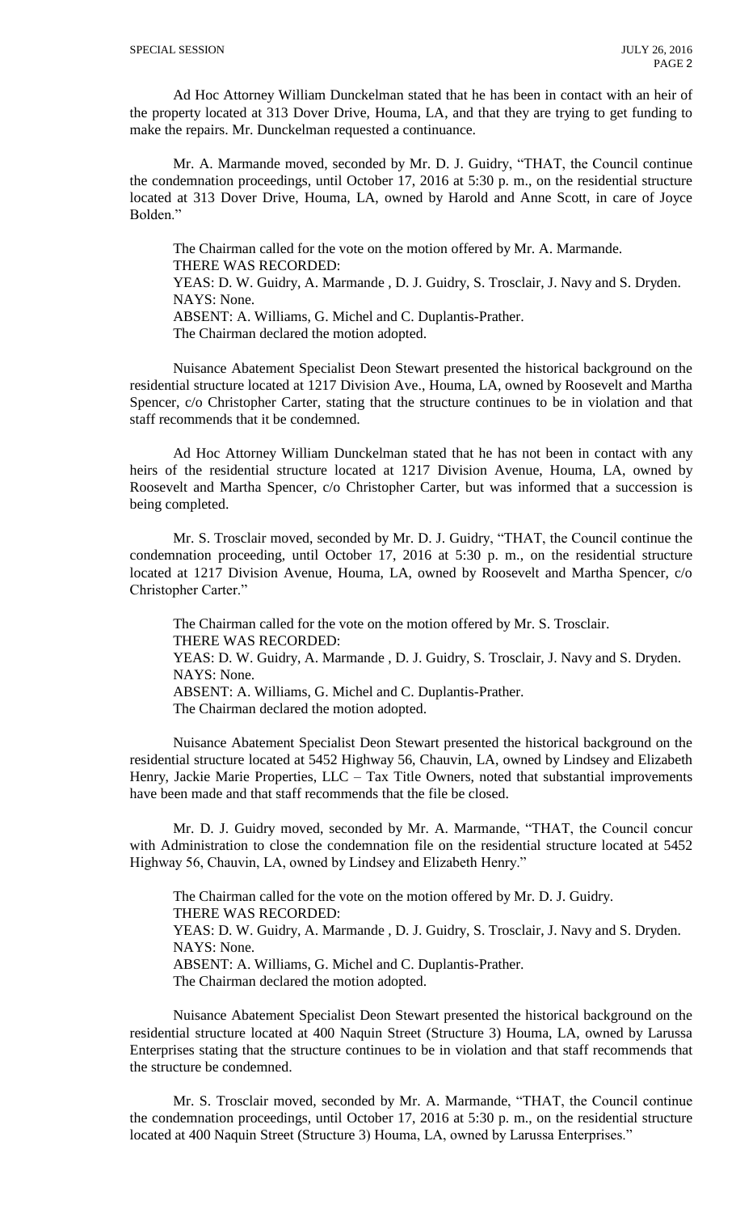Ad Hoc Attorney William Dunckelman stated that he has been in contact with an heir of the property located at 313 Dover Drive, Houma, LA, and that they are trying to get funding to make the repairs. Mr. Dunckelman requested a continuance.

Mr. A. Marmande moved, seconded by Mr. D. J. Guidry, "THAT, the Council continue the condemnation proceedings, until October 17, 2016 at 5:30 p. m., on the residential structure located at 313 Dover Drive, Houma, LA, owned by Harold and Anne Scott, in care of Joyce Bolden."

The Chairman called for the vote on the motion offered by Mr. A. Marmande.
THERE WAS RECORDED:
YEAS: D. W. Guidry, A. Marmande , D. J. Guidry, S. Trosclair, J. Navy and S. Dryden.
NAYS: None.
ABSENT: A. Williams, G. Michel and C. Duplantis-Prather.
The Chairman declared the motion adopted.

Nuisance Abatement Specialist Deon Stewart presented the historical background on the residential structure located at 1217 Division Ave., Houma, LA, owned by Roosevelt and Martha Spencer, c/o Christopher Carter, stating that the structure continues to be in violation and that staff recommends that it be condemned.

Ad Hoc Attorney William Dunckelman stated that he has not been in contact with any heirs of the residential structure located at 1217 Division Avenue, Houma, LA, owned by Roosevelt and Martha Spencer, c/o Christopher Carter, but was informed that a succession is being completed.

Mr. S. Trosclair moved, seconded by Mr. D. J. Guidry, "THAT, the Council continue the condemnation proceeding, until October 17, 2016 at 5:30 p. m., on the residential structure located at 1217 Division Avenue, Houma, LA, owned by Roosevelt and Martha Spencer, c/o Christopher Carter."

The Chairman called for the vote on the motion offered by Mr. S. Trosclair.
THERE WAS RECORDED:
YEAS: D. W. Guidry, A. Marmande , D. J. Guidry, S. Trosclair, J. Navy and S. Dryden.
NAYS: None.
ABSENT: A. Williams, G. Michel and C. Duplantis-Prather.
The Chairman declared the motion adopted.

Nuisance Abatement Specialist Deon Stewart presented the historical background on the residential structure located at 5452 Highway 56, Chauvin, LA, owned by Lindsey and Elizabeth Henry, Jackie Marie Properties, LLC – Tax Title Owners, noted that substantial improvements have been made and that staff recommends that the file be closed.

Mr. D. J. Guidry moved, seconded by Mr. A. Marmande, "THAT, the Council concur with Administration to close the condemnation file on the residential structure located at 5452 Highway 56, Chauvin, LA, owned by Lindsey and Elizabeth Henry."

The Chairman called for the vote on the motion offered by Mr. D. J. Guidry.
THERE WAS RECORDED:
YEAS: D. W. Guidry, A. Marmande , D. J. Guidry, S. Trosclair, J. Navy and S. Dryden.
NAYS: None.
ABSENT: A. Williams, G. Michel and C. Duplantis-Prather.
The Chairman declared the motion adopted.

Nuisance Abatement Specialist Deon Stewart presented the historical background on the residential structure located at 400 Naquin Street (Structure 3) Houma, LA, owned by Larussa Enterprises stating that the structure continues to be in violation and that staff recommends that the structure be condemned.

Mr. S. Trosclair moved, seconded by Mr. A. Marmande, "THAT, the Council continue the condemnation proceedings, until October 17, 2016 at 5:30 p. m., on the residential structure located at 400 Naquin Street (Structure 3) Houma, LA, owned by Larussa Enterprises."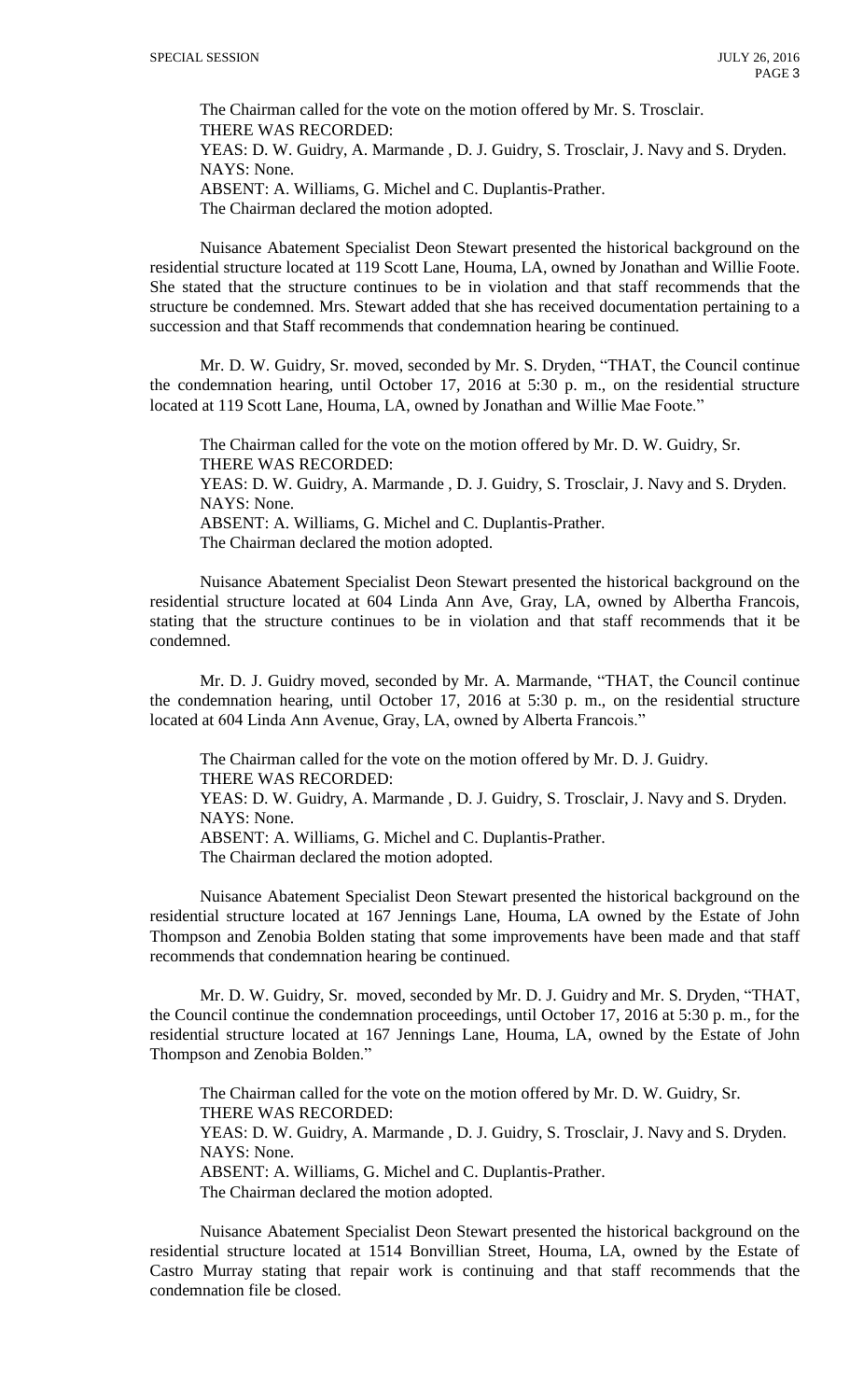The Chairman called for the vote on the motion offered by Mr. S. Trosclair.
THERE WAS RECORDED:
YEAS: D. W. Guidry, A. Marmande , D. J. Guidry, S. Trosclair, J. Navy and S. Dryden.
NAYS: None.
ABSENT: A. Williams, G. Michel and C. Duplantis-Prather.
The Chairman declared the motion adopted.

Nuisance Abatement Specialist Deon Stewart presented the historical background on the residential structure located at 119 Scott Lane, Houma, LA, owned by Jonathan and Willie Foote. She stated that the structure continues to be in violation and that staff recommends that the structure be condemned. Mrs. Stewart added that she has received documentation pertaining to a succession and that Staff recommends that condemnation hearing be continued.

Mr. D. W. Guidry, Sr. moved, seconded by Mr. S. Dryden, "THAT, the Council continue the condemnation hearing, until October 17, 2016 at 5:30 p. m., on the residential structure located at 119 Scott Lane, Houma, LA, owned by Jonathan and Willie Mae Foote."

The Chairman called for the vote on the motion offered by Mr. D. W. Guidry, Sr.
THERE WAS RECORDED:
YEAS: D. W. Guidry, A. Marmande , D. J. Guidry, S. Trosclair, J. Navy and S. Dryden.
NAYS: None.
ABSENT: A. Williams, G. Michel and C. Duplantis-Prather.
The Chairman declared the motion adopted.

Nuisance Abatement Specialist Deon Stewart presented the historical background on the residential structure located at 604 Linda Ann Ave, Gray, LA, owned by Albertha Francois, stating that the structure continues to be in violation and that staff recommends that it be condemned.

Mr. D. J. Guidry moved, seconded by Mr. A. Marmande, "THAT, the Council continue the condemnation hearing, until October 17, 2016 at 5:30 p. m., on the residential structure located at 604 Linda Ann Avenue, Gray, LA, owned by Alberta Francois."

The Chairman called for the vote on the motion offered by Mr. D. J. Guidry.
THERE WAS RECORDED:
YEAS: D. W. Guidry, A. Marmande , D. J. Guidry, S. Trosclair, J. Navy and S. Dryden.
NAYS: None.
ABSENT: A. Williams, G. Michel and C. Duplantis-Prather.
The Chairman declared the motion adopted.

Nuisance Abatement Specialist Deon Stewart presented the historical background on the residential structure located at 167 Jennings Lane, Houma, LA owned by the Estate of John Thompson and Zenobia Bolden stating that some improvements have been made and that staff recommends that condemnation hearing be continued.

Mr. D. W. Guidry, Sr. moved, seconded by Mr. D. J. Guidry and Mr. S. Dryden, "THAT, the Council continue the condemnation proceedings, until October 17, 2016 at 5:30 p. m., for the residential structure located at 167 Jennings Lane, Houma, LA, owned by the Estate of John Thompson and Zenobia Bolden."

The Chairman called for the vote on the motion offered by Mr. D. W. Guidry, Sr.
THERE WAS RECORDED:
YEAS: D. W. Guidry, A. Marmande , D. J. Guidry, S. Trosclair, J. Navy and S. Dryden.
NAYS: None.
ABSENT: A. Williams, G. Michel and C. Duplantis-Prather.
The Chairman declared the motion adopted.

Nuisance Abatement Specialist Deon Stewart presented the historical background on the residential structure located at 1514 Bonvillian Street, Houma, LA, owned by the Estate of Castro Murray stating that repair work is continuing and that staff recommends that the condemnation file be closed.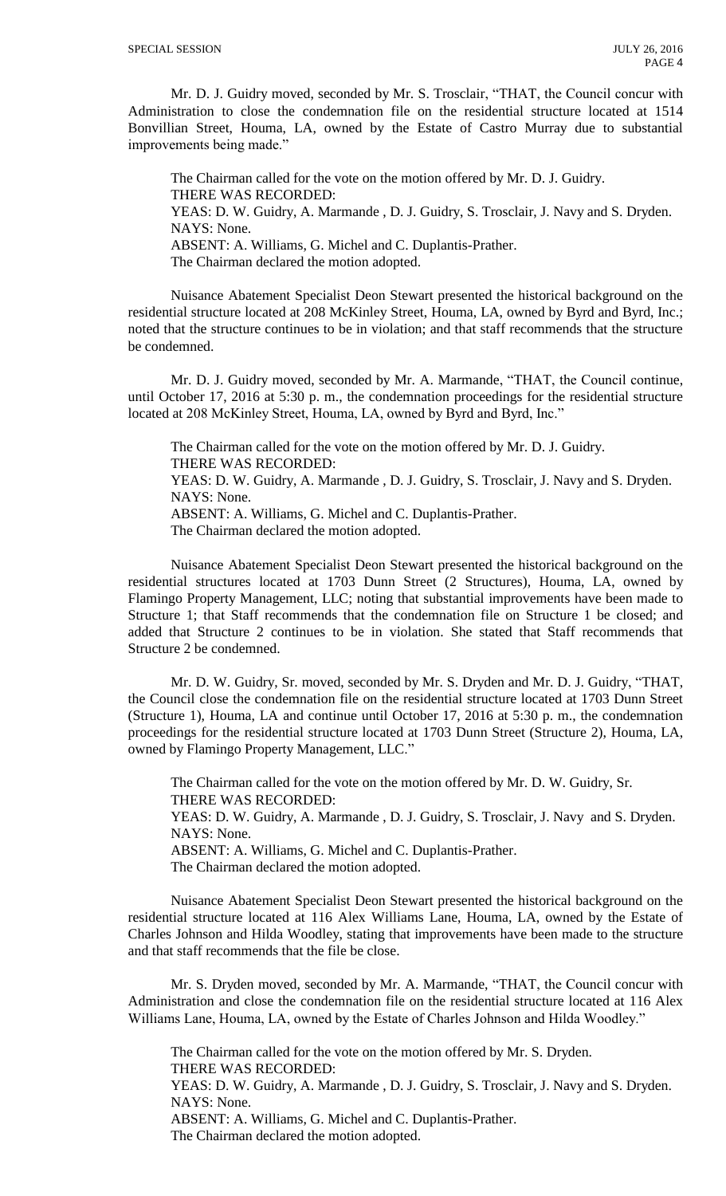Mr. D. J. Guidry moved, seconded by Mr. S. Trosclair, "THAT, the Council concur with Administration to close the condemnation file on the residential structure located at 1514 Bonvillian Street, Houma, LA, owned by the Estate of Castro Murray due to substantial improvements being made."

The Chairman called for the vote on the motion offered by Mr. D. J. Guidry.
THERE WAS RECORDED:
YEAS: D. W. Guidry, A. Marmande , D. J. Guidry, S. Trosclair, J. Navy and S. Dryden.
NAYS: None.
ABSENT: A. Williams, G. Michel and C. Duplantis-Prather.
The Chairman declared the motion adopted.

Nuisance Abatement Specialist Deon Stewart presented the historical background on the residential structure located at 208 McKinley Street, Houma, LA, owned by Byrd and Byrd, Inc.; noted that the structure continues to be in violation; and that staff recommends that the structure be condemned.

Mr. D. J. Guidry moved, seconded by Mr. A. Marmande, "THAT, the Council continue, until October 17, 2016 at 5:30 p. m., the condemnation proceedings for the residential structure located at 208 McKinley Street, Houma, LA, owned by Byrd and Byrd, Inc."

The Chairman called for the vote on the motion offered by Mr. D. J. Guidry.
THERE WAS RECORDED:
YEAS: D. W. Guidry, A. Marmande , D. J. Guidry, S. Trosclair, J. Navy and S. Dryden.
NAYS: None.
ABSENT: A. Williams, G. Michel and C. Duplantis-Prather.
The Chairman declared the motion adopted.

Nuisance Abatement Specialist Deon Stewart presented the historical background on the residential structures located at 1703 Dunn Street (2 Structures), Houma, LA, owned by Flamingo Property Management, LLC; noting that substantial improvements have been made to Structure 1; that Staff recommends that the condemnation file on Structure 1 be closed; and added that Structure 2 continues to be in violation. She stated that Staff recommends that Structure 2 be condemned.

Mr. D. W. Guidry, Sr. moved, seconded by Mr. S. Dryden and Mr. D. J. Guidry, "THAT, the Council close the condemnation file on the residential structure located at 1703 Dunn Street (Structure 1), Houma, LA and continue until October 17, 2016 at 5:30 p. m., the condemnation proceedings for the residential structure located at 1703 Dunn Street (Structure 2), Houma, LA, owned by Flamingo Property Management, LLC."

The Chairman called for the vote on the motion offered by Mr. D. W. Guidry, Sr.
THERE WAS RECORDED:
YEAS: D. W. Guidry, A. Marmande , D. J. Guidry, S. Trosclair, J. Navy and S. Dryden.
NAYS: None.
ABSENT: A. Williams, G. Michel and C. Duplantis-Prather.
The Chairman declared the motion adopted.

Nuisance Abatement Specialist Deon Stewart presented the historical background on the residential structure located at 116 Alex Williams Lane, Houma, LA, owned by the Estate of Charles Johnson and Hilda Woodley, stating that improvements have been made to the structure and that staff recommends that the file be close.

Mr. S. Dryden moved, seconded by Mr. A. Marmande, "THAT, the Council concur with Administration and close the condemnation file on the residential structure located at 116 Alex Williams Lane, Houma, LA, owned by the Estate of Charles Johnson and Hilda Woodley."

The Chairman called for the vote on the motion offered by Mr. S. Dryden.
THERE WAS RECORDED:
YEAS: D. W. Guidry, A. Marmande , D. J. Guidry, S. Trosclair, J. Navy and S. Dryden.
NAYS: None.
ABSENT: A. Williams, G. Michel and C. Duplantis-Prather.
The Chairman declared the motion adopted.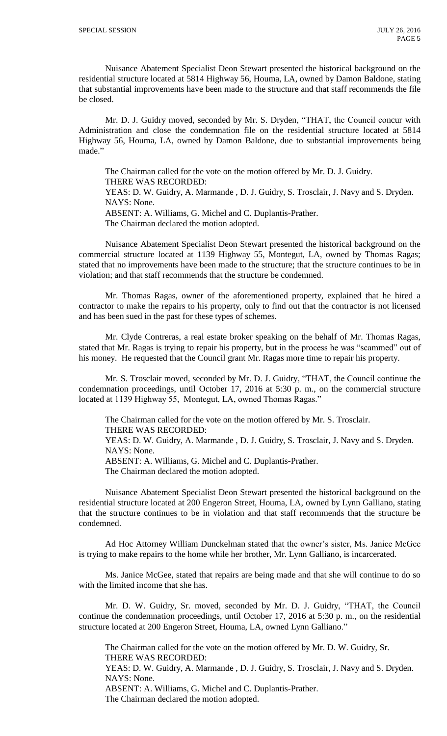Nuisance Abatement Specialist Deon Stewart presented the historical background on the residential structure located at 5814 Highway 56, Houma, LA, owned by Damon Baldone, stating that substantial improvements have been made to the structure and that staff recommends the file be closed.

Mr. D. J. Guidry moved, seconded by Mr. S. Dryden, "THAT, the Council concur with Administration and close the condemnation file on the residential structure located at 5814 Highway 56, Houma, LA, owned by Damon Baldone, due to substantial improvements being made."

The Chairman called for the vote on the motion offered by Mr. D. J. Guidry.
THERE WAS RECORDED:
YEAS: D. W. Guidry, A. Marmande , D. J. Guidry, S. Trosclair, J. Navy and S. Dryden.
NAYS: None.
ABSENT: A. Williams, G. Michel and C. Duplantis-Prather.
The Chairman declared the motion adopted.

Nuisance Abatement Specialist Deon Stewart presented the historical background on the commercial structure located at 1139 Highway 55, Montegut, LA, owned by Thomas Ragas; stated that no improvements have been made to the structure; that the structure continues to be in violation; and that staff recommends that the structure be condemned.

Mr. Thomas Ragas, owner of the aforementioned property, explained that he hired a contractor to make the repairs to his property, only to find out that the contractor is not licensed and has been sued in the past for these types of schemes.

Mr. Clyde Contreras, a real estate broker speaking on the behalf of Mr. Thomas Ragas, stated that Mr. Ragas is trying to repair his property, but in the process he was "scammed" out of his money. He requested that the Council grant Mr. Ragas more time to repair his property.

Mr. S. Trosclair moved, seconded by Mr. D. J. Guidry, "THAT, the Council continue the condemnation proceedings, until October 17, 2016 at 5:30 p. m., on the commercial structure located at 1139 Highway 55, Montegut, LA, owned Thomas Ragas."

The Chairman called for the vote on the motion offered by Mr. S. Trosclair.
THERE WAS RECORDED:
YEAS: D. W. Guidry, A. Marmande , D. J. Guidry, S. Trosclair, J. Navy and S. Dryden.
NAYS: None.
ABSENT: A. Williams, G. Michel and C. Duplantis-Prather.
The Chairman declared the motion adopted.

Nuisance Abatement Specialist Deon Stewart presented the historical background on the residential structure located at 200 Engeron Street, Houma, LA, owned by Lynn Galliano, stating that the structure continues to be in violation and that staff recommends that the structure be condemned.

Ad Hoc Attorney William Dunckelman stated that the owner's sister, Ms. Janice McGee is trying to make repairs to the home while her brother, Mr. Lynn Galliano, is incarcerated.

Ms. Janice McGee, stated that repairs are being made and that she will continue to do so with the limited income that she has.

Mr. D. W. Guidry, Sr. moved, seconded by Mr. D. J. Guidry, "THAT, the Council continue the condemnation proceedings, until October 17, 2016 at 5:30 p. m., on the residential structure located at 200 Engeron Street, Houma, LA, owned Lynn Galliano."

The Chairman called for the vote on the motion offered by Mr. D. W. Guidry, Sr.
THERE WAS RECORDED:
YEAS: D. W. Guidry, A. Marmande , D. J. Guidry, S. Trosclair, J. Navy and S. Dryden.
NAYS: None.
ABSENT: A. Williams, G. Michel and C. Duplantis-Prather.
The Chairman declared the motion adopted.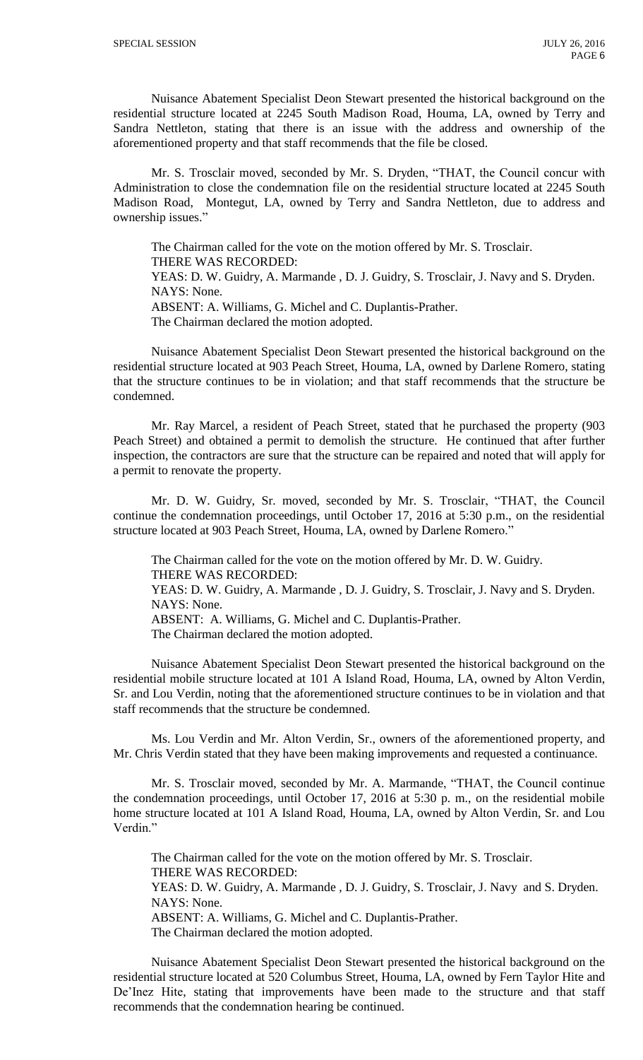Nuisance Abatement Specialist Deon Stewart presented the historical background on the residential structure located at 2245 South Madison Road, Houma, LA, owned by Terry and Sandra Nettleton, stating that there is an issue with the address and ownership of the aforementioned property and that staff recommends that the file be closed.

Mr. S. Trosclair moved, seconded by Mr. S. Dryden, "THAT, the Council concur with Administration to close the condemnation file on the residential structure located at 2245 South Madison Road, Montegut, LA, owned by Terry and Sandra Nettleton, due to address and ownership issues."

The Chairman called for the vote on the motion offered by Mr. S. Trosclair.
THERE WAS RECORDED:
YEAS: D. W. Guidry, A. Marmande , D. J. Guidry, S. Trosclair, J. Navy and S. Dryden.
NAYS: None.
ABSENT: A. Williams, G. Michel and C. Duplantis-Prather.
The Chairman declared the motion adopted.

Nuisance Abatement Specialist Deon Stewart presented the historical background on the residential structure located at 903 Peach Street, Houma, LA, owned by Darlene Romero, stating that the structure continues to be in violation; and that staff recommends that the structure be condemned.

Mr. Ray Marcel, a resident of Peach Street, stated that he purchased the property (903 Peach Street) and obtained a permit to demolish the structure. He continued that after further inspection, the contractors are sure that the structure can be repaired and noted that will apply for a permit to renovate the property.

Mr. D. W. Guidry, Sr. moved, seconded by Mr. S. Trosclair, "THAT, the Council continue the condemnation proceedings, until October 17, 2016 at 5:30 p.m., on the residential structure located at 903 Peach Street, Houma, LA, owned by Darlene Romero."

The Chairman called for the vote on the motion offered by Mr. D. W. Guidry.
THERE WAS RECORDED:
YEAS: D. W. Guidry, A. Marmande , D. J. Guidry, S. Trosclair, J. Navy and S. Dryden.
NAYS: None.
ABSENT: A. Williams, G. Michel and C. Duplantis-Prather.
The Chairman declared the motion adopted.

Nuisance Abatement Specialist Deon Stewart presented the historical background on the residential mobile structure located at 101 A Island Road, Houma, LA, owned by Alton Verdin, Sr. and Lou Verdin, noting that the aforementioned structure continues to be in violation and that staff recommends that the structure be condemned.

Ms. Lou Verdin and Mr. Alton Verdin, Sr., owners of the aforementioned property, and Mr. Chris Verdin stated that they have been making improvements and requested a continuance.

Mr. S. Trosclair moved, seconded by Mr. A. Marmande, "THAT, the Council continue the condemnation proceedings, until October 17, 2016 at 5:30 p. m., on the residential mobile home structure located at 101 A Island Road, Houma, LA, owned by Alton Verdin, Sr. and Lou Verdin."

The Chairman called for the vote on the motion offered by Mr. S. Trosclair.
THERE WAS RECORDED:
YEAS: D. W. Guidry, A. Marmande , D. J. Guidry, S. Trosclair, J. Navy and S. Dryden.
NAYS: None.
ABSENT: A. Williams, G. Michel and C. Duplantis-Prather.
The Chairman declared the motion adopted.

Nuisance Abatement Specialist Deon Stewart presented the historical background on the residential structure located at 520 Columbus Street, Houma, LA, owned by Fern Taylor Hite and De'Inez Hite, stating that improvements have been made to the structure and that staff recommends that the condemnation hearing be continued.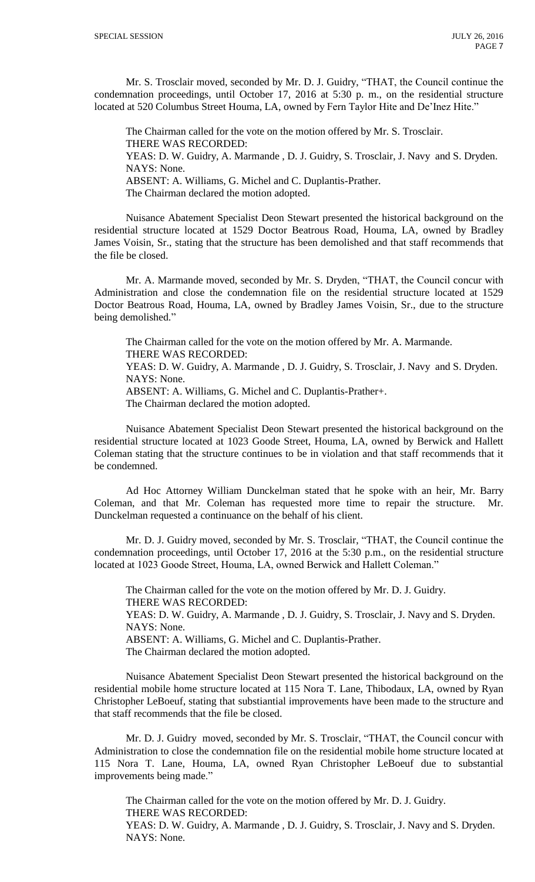Mr. S. Trosclair moved, seconded by Mr. D. J. Guidry, "THAT, the Council continue the condemnation proceedings, until October 17, 2016 at 5:30 p. m., on the residential structure located at 520 Columbus Street Houma, LA, owned by Fern Taylor Hite and De'Inez Hite."

The Chairman called for the vote on the motion offered by Mr. S. Trosclair.
THERE WAS RECORDED:
YEAS: D. W. Guidry, A. Marmande , D. J. Guidry, S. Trosclair, J. Navy and S. Dryden.
NAYS: None.
ABSENT: A. Williams, G. Michel and C. Duplantis-Prather.
The Chairman declared the motion adopted.

Nuisance Abatement Specialist Deon Stewart presented the historical background on the residential structure located at 1529 Doctor Beatrous Road, Houma, LA, owned by Bradley James Voisin, Sr., stating that the structure has been demolished and that staff recommends that the file be closed.

Mr. A. Marmande moved, seconded by Mr. S. Dryden, "THAT, the Council concur with Administration and close the condemnation file on the residential structure located at 1529 Doctor Beatrous Road, Houma, LA, owned by Bradley James Voisin, Sr., due to the structure being demolished."

The Chairman called for the vote on the motion offered by Mr. A. Marmande.
THERE WAS RECORDED:
YEAS: D. W. Guidry, A. Marmande , D. J. Guidry, S. Trosclair, J. Navy and S. Dryden.
NAYS: None.
ABSENT: A. Williams, G. Michel and C. Duplantis-Prather+.
The Chairman declared the motion adopted.

Nuisance Abatement Specialist Deon Stewart presented the historical background on the residential structure located at 1023 Goode Street, Houma, LA, owned by Berwick and Hallett Coleman stating that the structure continues to be in violation and that staff recommends that it be condemned.

Ad Hoc Attorney William Dunckelman stated that he spoke with an heir, Mr. Barry Coleman, and that Mr. Coleman has requested more time to repair the structure. Mr. Dunckelman requested a continuance on the behalf of his client.

Mr. D. J. Guidry moved, seconded by Mr. S. Trosclair, "THAT, the Council continue the condemnation proceedings, until October 17, 2016 at the 5:30 p.m., on the residential structure located at 1023 Goode Street, Houma, LA, owned Berwick and Hallett Coleman."

The Chairman called for the vote on the motion offered by Mr. D. J. Guidry.
THERE WAS RECORDED:
YEAS: D. W. Guidry, A. Marmande , D. J. Guidry, S. Trosclair, J. Navy and S. Dryden.
NAYS: None.
ABSENT: A. Williams, G. Michel and C. Duplantis-Prather.
The Chairman declared the motion adopted.

Nuisance Abatement Specialist Deon Stewart presented the historical background on the residential mobile home structure located at 115 Nora T. Lane, Thibodaux, LA, owned by Ryan Christopher LeBoeuf, stating that substiantial improvements have been made to the structure and that staff recommends that the file be closed.

Mr. D. J. Guidry moved, seconded by Mr. S. Trosclair, "THAT, the Council concur with Administration to close the condemnation file on the residential mobile home structure located at 115 Nora T. Lane, Houma, LA, owned Ryan Christopher LeBoeuf due to substantial improvements being made."

The Chairman called for the vote on the motion offered by Mr. D. J. Guidry.
THERE WAS RECORDED:
YEAS: D. W. Guidry, A. Marmande , D. J. Guidry, S. Trosclair, J. Navy and S. Dryden.
NAYS: None.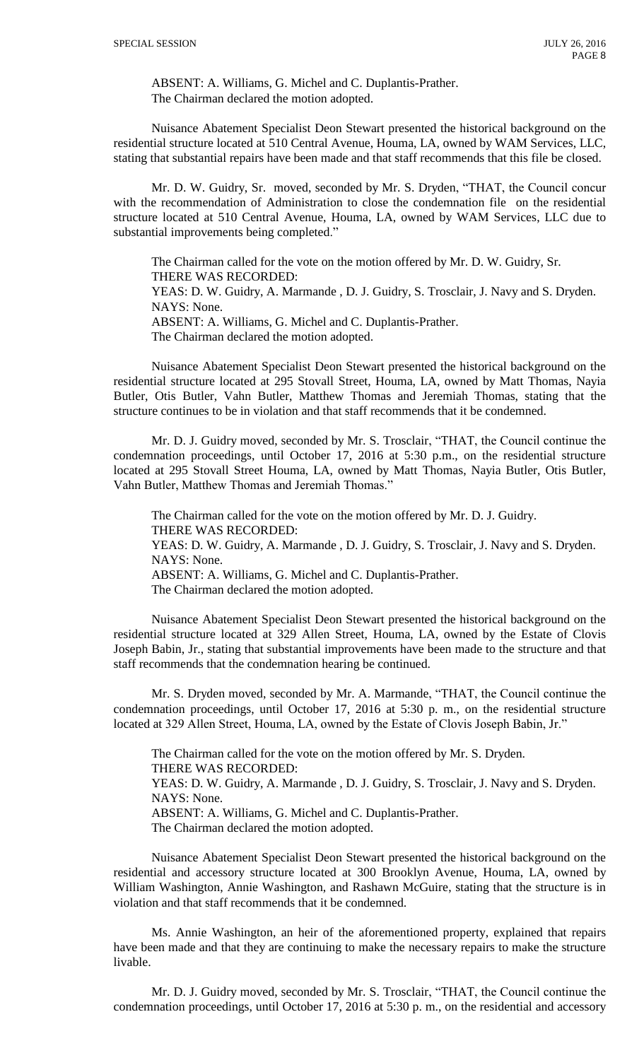ABSENT: A. Williams, G. Michel and C. Duplantis-Prather.
The Chairman declared the motion adopted.

Nuisance Abatement Specialist Deon Stewart presented the historical background on the residential structure located at 510 Central Avenue, Houma, LA, owned by WAM Services, LLC, stating that substantial repairs have been made and that staff recommends that this file be closed.

Mr. D. W. Guidry, Sr. moved, seconded by Mr. S. Dryden, "THAT, the Council concur with the recommendation of Administration to close the condemnation file on the residential structure located at 510 Central Avenue, Houma, LA, owned by WAM Services, LLC due to substantial improvements being completed."

The Chairman called for the vote on the motion offered by Mr. D. W. Guidry, Sr.
THERE WAS RECORDED:
YEAS: D. W. Guidry, A. Marmande , D. J. Guidry, S. Trosclair, J. Navy and S. Dryden.
NAYS: None.
ABSENT: A. Williams, G. Michel and C. Duplantis-Prather.
The Chairman declared the motion adopted.

Nuisance Abatement Specialist Deon Stewart presented the historical background on the residential structure located at 295 Stovall Street, Houma, LA, owned by Matt Thomas, Nayia Butler, Otis Butler, Vahn Butler, Matthew Thomas and Jeremiah Thomas, stating that the structure continues to be in violation and that staff recommends that it be condemned.

Mr. D. J. Guidry moved, seconded by Mr. S. Trosclair, "THAT, the Council continue the condemnation proceedings, until October 17, 2016 at 5:30 p.m., on the residential structure located at 295 Stovall Street Houma, LA, owned by Matt Thomas, Nayia Butler, Otis Butler, Vahn Butler, Matthew Thomas and Jeremiah Thomas."

The Chairman called for the vote on the motion offered by Mr. D. J. Guidry.
THERE WAS RECORDED:
YEAS: D. W. Guidry, A. Marmande , D. J. Guidry, S. Trosclair, J. Navy and S. Dryden.
NAYS: None.
ABSENT: A. Williams, G. Michel and C. Duplantis-Prather.
The Chairman declared the motion adopted.

Nuisance Abatement Specialist Deon Stewart presented the historical background on the residential structure located at 329 Allen Street, Houma, LA, owned by the Estate of Clovis Joseph Babin, Jr., stating that substantial improvements have been made to the structure and that staff recommends that the condemnation hearing be continued.

Mr. S. Dryden moved, seconded by Mr. A. Marmande, "THAT, the Council continue the condemnation proceedings, until October 17, 2016 at 5:30 p. m., on the residential structure located at 329 Allen Street, Houma, LA, owned by the Estate of Clovis Joseph Babin, Jr."

The Chairman called for the vote on the motion offered by Mr. S. Dryden.
THERE WAS RECORDED:
YEAS: D. W. Guidry, A. Marmande , D. J. Guidry, S. Trosclair, J. Navy and S. Dryden.
NAYS: None.
ABSENT: A. Williams, G. Michel and C. Duplantis-Prather.
The Chairman declared the motion adopted.

Nuisance Abatement Specialist Deon Stewart presented the historical background on the residential and accessory structure located at 300 Brooklyn Avenue, Houma, LA, owned by William Washington, Annie Washington, and Rashawn McGuire, stating that the structure is in violation and that staff recommends that it be condemned.

Ms. Annie Washington, an heir of the aforementioned property, explained that repairs have been made and that they are continuing to make the necessary repairs to make the structure livable.

Mr. D. J. Guidry moved, seconded by Mr. S. Trosclair, "THAT, the Council continue the condemnation proceedings, until October 17, 2016 at 5:30 p. m., on the residential and accessory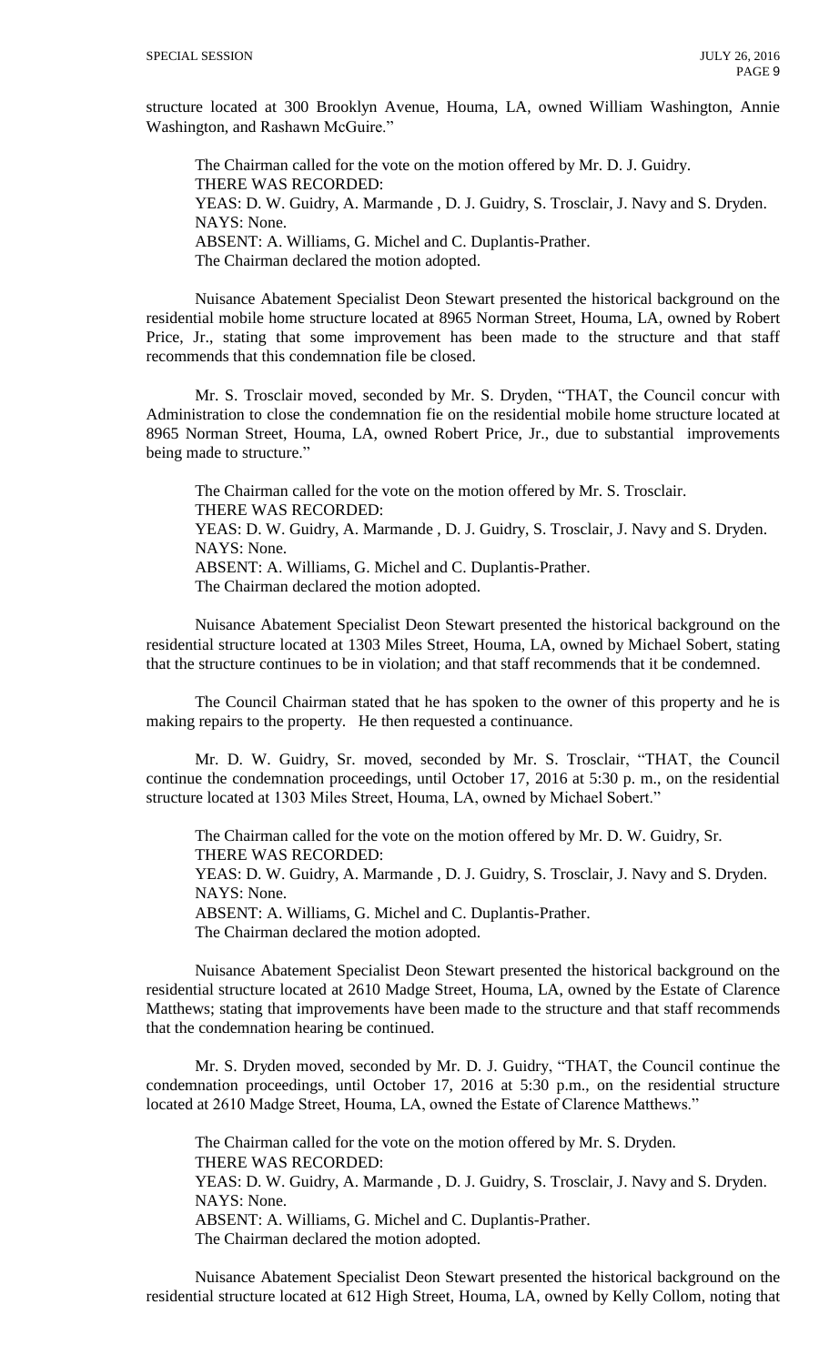structure located at 300 Brooklyn Avenue, Houma, LA, owned William Washington, Annie Washington, and Rashawn McGuire."

The Chairman called for the vote on the motion offered by Mr. D. J. Guidry.
THERE WAS RECORDED:
YEAS: D. W. Guidry, A. Marmande , D. J. Guidry, S. Trosclair, J. Navy and S. Dryden.
NAYS: None.
ABSENT: A. Williams, G. Michel and C. Duplantis-Prather.
The Chairman declared the motion adopted.

Nuisance Abatement Specialist Deon Stewart presented the historical background on the residential mobile home structure located at 8965 Norman Street, Houma, LA, owned by Robert Price, Jr., stating that some improvement has been made to the structure and that staff recommends that this condemnation file be closed.

Mr. S. Trosclair moved, seconded by Mr. S. Dryden, "THAT, the Council concur with Administration to close the condemnation fie on the residential mobile home structure located at 8965 Norman Street, Houma, LA, owned Robert Price, Jr., due to substantial improvements being made to structure."

The Chairman called for the vote on the motion offered by Mr. S. Trosclair.
THERE WAS RECORDED:
YEAS: D. W. Guidry, A. Marmande , D. J. Guidry, S. Trosclair, J. Navy and S. Dryden.
NAYS: None.
ABSENT: A. Williams, G. Michel and C. Duplantis-Prather.
The Chairman declared the motion adopted.

Nuisance Abatement Specialist Deon Stewart presented the historical background on the residential structure located at 1303 Miles Street, Houma, LA, owned by Michael Sobert, stating that the structure continues to be in violation; and that staff recommends that it be condemned.

The Council Chairman stated that he has spoken to the owner of this property and he is making repairs to the property. He then requested a continuance.

Mr. D. W. Guidry, Sr. moved, seconded by Mr. S. Trosclair, "THAT, the Council continue the condemnation proceedings, until October 17, 2016 at 5:30 p. m., on the residential structure located at 1303 Miles Street, Houma, LA, owned by Michael Sobert."

The Chairman called for the vote on the motion offered by Mr. D. W. Guidry, Sr.
THERE WAS RECORDED:
YEAS: D. W. Guidry, A. Marmande , D. J. Guidry, S. Trosclair, J. Navy and S. Dryden.
NAYS: None.
ABSENT: A. Williams, G. Michel and C. Duplantis-Prather.
The Chairman declared the motion adopted.

Nuisance Abatement Specialist Deon Stewart presented the historical background on the residential structure located at 2610 Madge Street, Houma, LA, owned by the Estate of Clarence Matthews; stating that improvements have been made to the structure and that staff recommends that the condemnation hearing be continued.

Mr. S. Dryden moved, seconded by Mr. D. J. Guidry, "THAT, the Council continue the condemnation proceedings, until October 17, 2016 at 5:30 p.m., on the residential structure located at 2610 Madge Street, Houma, LA, owned the Estate of Clarence Matthews."

The Chairman called for the vote on the motion offered by Mr. S. Dryden.
THERE WAS RECORDED:
YEAS: D. W. Guidry, A. Marmande , D. J. Guidry, S. Trosclair, J. Navy and S. Dryden.
NAYS: None.
ABSENT: A. Williams, G. Michel and C. Duplantis-Prather.
The Chairman declared the motion adopted.

Nuisance Abatement Specialist Deon Stewart presented the historical background on the residential structure located at 612 High Street, Houma, LA, owned by Kelly Collom, noting that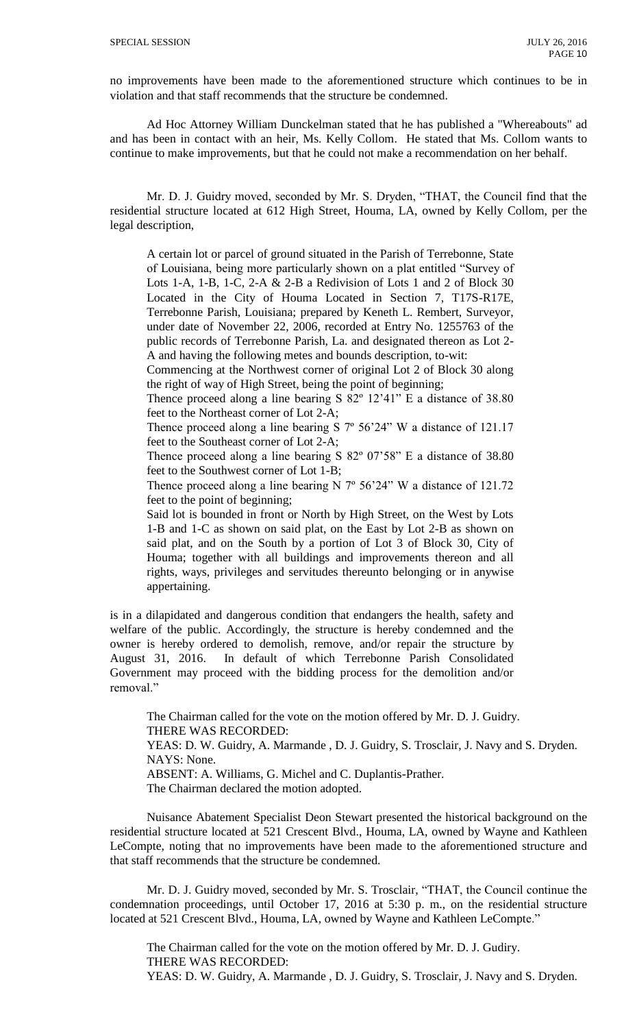no improvements have been made to the aforementioned structure which continues to be in violation and that staff recommends that the structure be condemned.

Ad Hoc Attorney William Dunckelman stated that he has published a "Whereabouts" ad and has been in contact with an heir, Ms. Kelly Collom. He stated that Ms. Collom wants to continue to make improvements, but that he could not make a recommendation on her behalf.

Mr. D. J. Guidry moved, seconded by Mr. S. Dryden, "THAT, the Council find that the residential structure located at 612 High Street, Houma, LA, owned by Kelly Collom, per the legal description,

> A certain lot or parcel of ground situated in the Parish of Terrebonne, State of Louisiana, being more particularly shown on a plat entitled "Survey of Lots 1-A, 1-B, 1-C, 2-A & 2-B a Redivision of Lots 1 and 2 of Block 30 Located in the City of Houma Located in Section 7, T17S-R17E, Terrebonne Parish, Louisiana; prepared by Keneth L. Rembert, Surveyor, under date of November 22, 2006, recorded at Entry No. 1255763 of the public records of Terrebonne Parish, La. and designated thereon as Lot 2-A and having the following metes and bounds description, to-wit:
>
> Commencing at the Northwest corner of original Lot 2 of Block 30 along the right of way of High Street, being the point of beginning;
>
> Thence proceed along a line bearing S 82º 12'41" E a distance of 38.80 feet to the Northeast corner of Lot 2-A;
>
> Thence proceed along a line bearing S 7º 56'24" W a distance of 121.17 feet to the Southeast corner of Lot 2-A;
>
> Thence proceed along a line bearing S 82º 07'58" E a distance of 38.80 feet to the Southwest corner of Lot 1-B;
>
> Thence proceed along a line bearing N 7º 56'24" W a distance of 121.72 feet to the point of beginning;
>
> Said lot is bounded in front or North by High Street, on the West by Lots 1-B and 1-C as shown on said plat, on the East by Lot 2-B as shown on said plat, and on the South by a portion of Lot 3 of Block 30, City of Houma; together with all buildings and improvements thereon and all rights, ways, privileges and servitudes thereunto belonging or in anywise appertaining.

is in a dilapidated and dangerous condition that endangers the health, safety and welfare of the public. Accordingly, the structure is hereby condemned and the owner is hereby ordered to demolish, remove, and/or repair the structure by August 31, 2016. In default of which Terrebonne Parish Consolidated Government may proceed with the bidding process for the demolition and/or removal."

The Chairman called for the vote on the motion offered by Mr. D. J. Guidry.
THERE WAS RECORDED:
YEAS: D. W. Guidry, A. Marmande , D. J. Guidry, S. Trosclair, J. Navy and S. Dryden.
NAYS: None.
ABSENT: A. Williams, G. Michel and C. Duplantis-Prather.
The Chairman declared the motion adopted.

Nuisance Abatement Specialist Deon Stewart presented the historical background on the residential structure located at 521 Crescent Blvd., Houma, LA, owned by Wayne and Kathleen LeCompte, noting that no improvements have been made to the aforementioned structure and that staff recommends that the structure be condemned.

Mr. D. J. Guidry moved, seconded by Mr. S. Trosclair, "THAT, the Council continue the condemnation proceedings, until October 17, 2016 at 5:30 p. m., on the residential structure located at 521 Crescent Blvd., Houma, LA, owned by Wayne and Kathleen LeCompte."

The Chairman called for the vote on the motion offered by Mr. D. J. Gudiry.
THERE WAS RECORDED:
YEAS: D. W. Guidry, A. Marmande , D. J. Guidry, S. Trosclair, J. Navy and S. Dryden.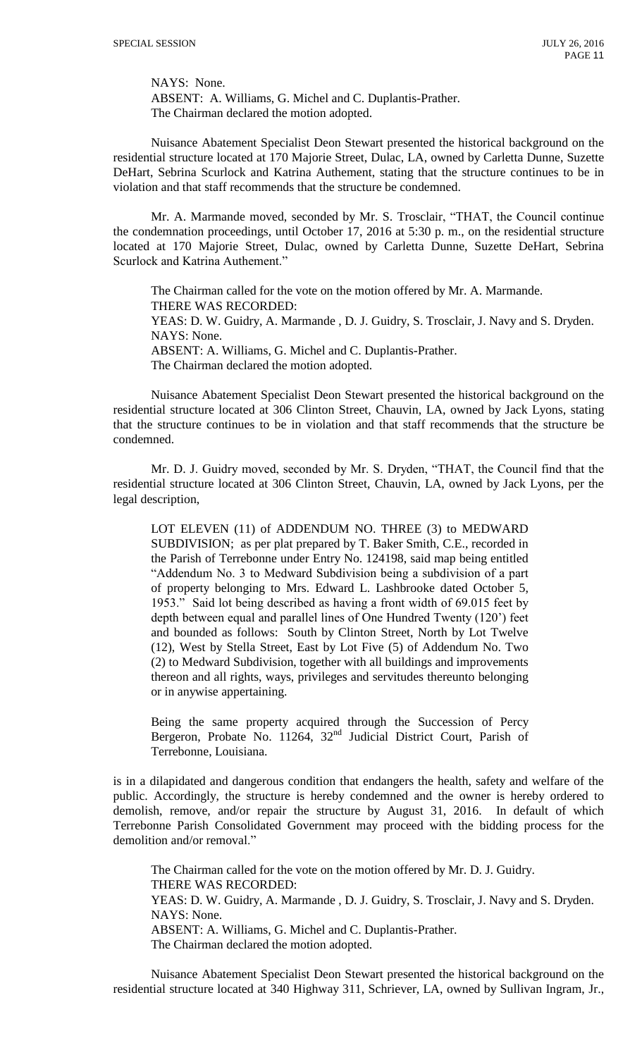NAYS: None.
ABSENT: A. Williams, G. Michel and C. Duplantis-Prather.
The Chairman declared the motion adopted.

Nuisance Abatement Specialist Deon Stewart presented the historical background on the residential structure located at 170 Majorie Street, Dulac, LA, owned by Carletta Dunne, Suzette DeHart, Sebrina Scurlock and Katrina Authement, stating that the structure continues to be in violation and that staff recommends that the structure be condemned.

Mr. A. Marmande moved, seconded by Mr. S. Trosclair, "THAT, the Council continue the condemnation proceedings, until October 17, 2016 at 5:30 p. m., on the residential structure located at 170 Majorie Street, Dulac, owned by Carletta Dunne, Suzette DeHart, Sebrina Scurlock and Katrina Authement."

The Chairman called for the vote on the motion offered by Mr. A. Marmande.
THERE WAS RECORDED:
YEAS: D. W. Guidry, A. Marmande , D. J. Guidry, S. Trosclair, J. Navy and S. Dryden.
NAYS: None.
ABSENT: A. Williams, G. Michel and C. Duplantis-Prather.
The Chairman declared the motion adopted.

Nuisance Abatement Specialist Deon Stewart presented the historical background on the residential structure located at 306 Clinton Street, Chauvin, LA, owned by Jack Lyons, stating that the structure continues to be in violation and that staff recommends that the structure be condemned.

Mr. D. J. Guidry moved, seconded by Mr. S. Dryden, "THAT, the Council find that the residential structure located at 306 Clinton Street, Chauvin, LA, owned by Jack Lyons, per the legal description,

> LOT ELEVEN (11) of ADDENDUM NO. THREE (3) to MEDWARD SUBDIVISION; as per plat prepared by T. Baker Smith, C.E., recorded in the Parish of Terrebonne under Entry No. 124198, said map being entitled "Addendum No. 3 to Medward Subdivision being a subdivision of a part of property belonging to Mrs. Edward L. Lashbrooke dated October 5, 1953." Said lot being described as having a front width of 69.015 feet by depth between equal and parallel lines of One Hundred Twenty (120') feet and bounded as follows: South by Clinton Street, North by Lot Twelve (12), West by Stella Street, East by Lot Five (5) of Addendum No. Two (2) to Medward Subdivision, together with all buildings and improvements thereon and all rights, ways, privileges and servitudes thereunto belonging or in anywise appertaining.
>
> Being the same property acquired through the Succession of Percy Bergeron, Probate No. 11264, 32nd Judicial District Court, Parish of Terrebonne, Louisiana.

is in a dilapidated and dangerous condition that endangers the health, safety and welfare of the public. Accordingly, the structure is hereby condemned and the owner is hereby ordered to demolish, remove, and/or repair the structure by August 31, 2016. In default of which Terrebonne Parish Consolidated Government may proceed with the bidding process for the demolition and/or removal."

The Chairman called for the vote on the motion offered by Mr. D. J. Guidry.
THERE WAS RECORDED:
YEAS: D. W. Guidry, A. Marmande , D. J. Guidry, S. Trosclair, J. Navy and S. Dryden.
NAYS: None.
ABSENT: A. Williams, G. Michel and C. Duplantis-Prather.
The Chairman declared the motion adopted.

Nuisance Abatement Specialist Deon Stewart presented the historical background on the residential structure located at 340 Highway 311, Schriever, LA, owned by Sullivan Ingram, Jr.,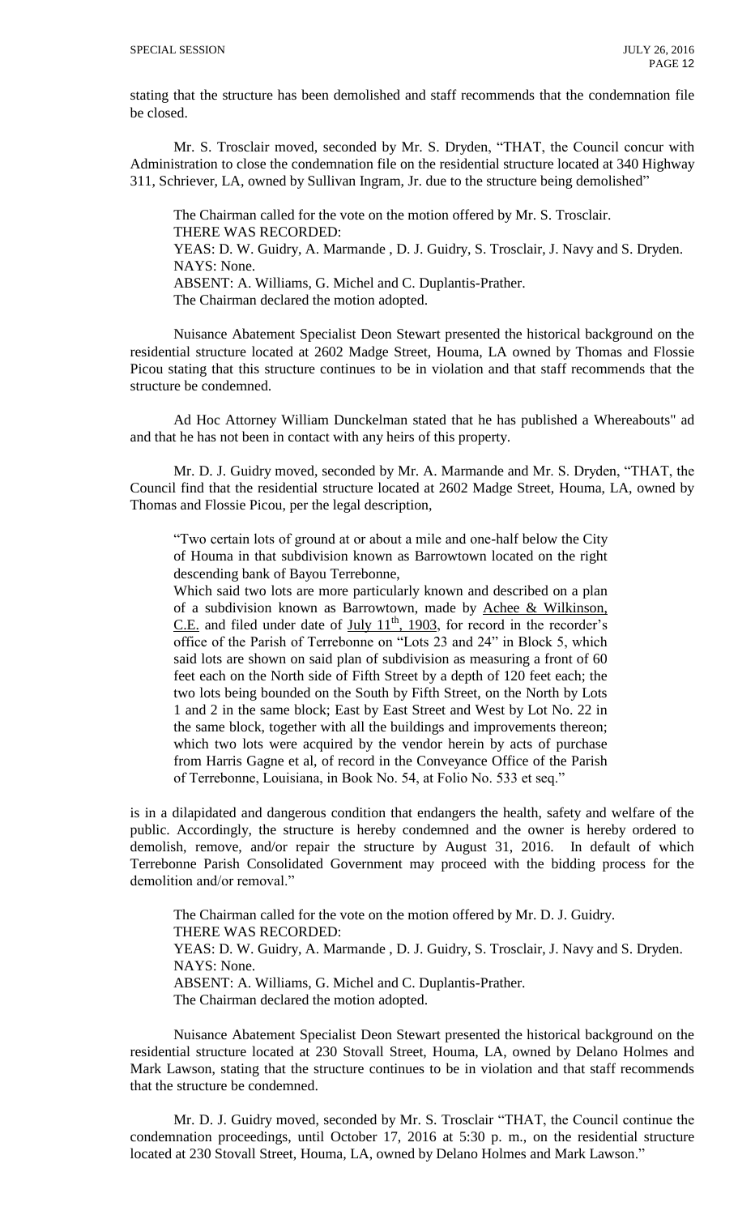stating that the structure has been demolished and staff recommends that the condemnation file be closed.

Mr. S. Trosclair moved, seconded by Mr. S. Dryden, "THAT, the Council concur with Administration to close the condemnation file on the residential structure located at 340 Highway 311, Schriever, LA, owned by Sullivan Ingram, Jr. due to the structure being demolished"

The Chairman called for the vote on the motion offered by Mr. S. Trosclair.
THERE WAS RECORDED:
YEAS: D. W. Guidry, A. Marmande , D. J. Guidry, S. Trosclair, J. Navy and S. Dryden.
NAYS: None.
ABSENT: A. Williams, G. Michel and C. Duplantis-Prather.
The Chairman declared the motion adopted.

Nuisance Abatement Specialist Deon Stewart presented the historical background on the residential structure located at 2602 Madge Street, Houma, LA owned by Thomas and Flossie Picou stating that this structure continues to be in violation and that staff recommends that the structure be condemned.

Ad Hoc Attorney William Dunckelman stated that he has published a Whereabouts" ad and that he has not been in contact with any heirs of this property.

Mr. D. J. Guidry moved, seconded by Mr. A. Marmande and Mr. S. Dryden, "THAT, the Council find that the residential structure located at 2602 Madge Street, Houma, LA, owned by Thomas and Flossie Picou, per the legal description,

> "Two certain lots of ground at or about a mile and one-half below the City of Houma in that subdivision known as Barrowtown located on the right descending bank of Bayou Terrebonne,
> Which said two lots are more particularly known and described on a plan of a subdivision known as Barrowtown, made by Achee & Wilkinson, C.E. and filed under date of July 11th, 1903, for record in the recorder's office of the Parish of Terrebonne on "Lots 23 and 24" in Block 5, which said lots are shown on said plan of subdivision as measuring a front of 60 feet each on the North side of Fifth Street by a depth of 120 feet each; the two lots being bounded on the South by Fifth Street, on the North by Lots 1 and 2 in the same block; East by East Street and West by Lot No. 22 in the same block, together with all the buildings and improvements thereon; which two lots were acquired by the vendor herein by acts of purchase from Harris Gagne et al, of record in the Conveyance Office of the Parish of Terrebonne, Louisiana, in Book No. 54, at Folio No. 533 et seq."

is in a dilapidated and dangerous condition that endangers the health, safety and welfare of the public. Accordingly, the structure is hereby condemned and the owner is hereby ordered to demolish, remove, and/or repair the structure by August 31, 2016. In default of which Terrebonne Parish Consolidated Government may proceed with the bidding process for the demolition and/or removal."

The Chairman called for the vote on the motion offered by Mr. D. J. Guidry.
THERE WAS RECORDED:
YEAS: D. W. Guidry, A. Marmande , D. J. Guidry, S. Trosclair, J. Navy and S. Dryden.
NAYS: None.
ABSENT: A. Williams, G. Michel and C. Duplantis-Prather.
The Chairman declared the motion adopted.

Nuisance Abatement Specialist Deon Stewart presented the historical background on the residential structure located at 230 Stovall Street, Houma, LA, owned by Delano Holmes and Mark Lawson, stating that the structure continues to be in violation and that staff recommends that the structure be condemned.

Mr. D. J. Guidry moved, seconded by Mr. S. Trosclair "THAT, the Council continue the condemnation proceedings, until October 17, 2016 at 5:30 p. m., on the residential structure located at 230 Stovall Street, Houma, LA, owned by Delano Holmes and Mark Lawson."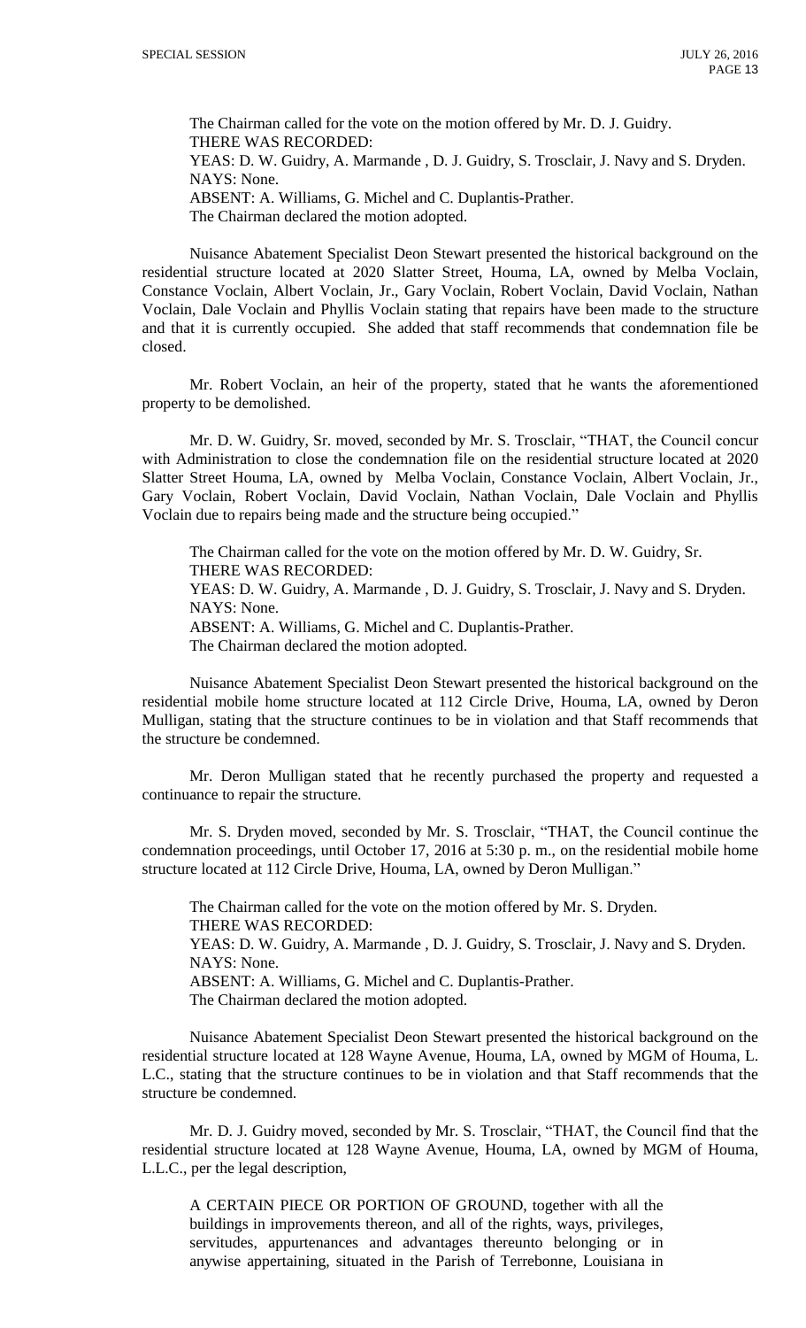The Chairman called for the vote on the motion offered by Mr. D. J. Guidry.
THERE WAS RECORDED:
YEAS: D. W. Guidry, A. Marmande , D. J. Guidry, S. Trosclair, J. Navy and S. Dryden.
NAYS: None.
ABSENT: A. Williams, G. Michel and C. Duplantis-Prather.
The Chairman declared the motion adopted.

Nuisance Abatement Specialist Deon Stewart presented the historical background on the residential structure located at 2020 Slatter Street, Houma, LA, owned by Melba Voclain, Constance Voclain, Albert Voclain, Jr., Gary Voclain, Robert Voclain, David Voclain, Nathan Voclain, Dale Voclain and Phyllis Voclain stating that repairs have been made to the structure and that it is currently occupied. She added that staff recommends that condemnation file be closed.

Mr. Robert Voclain, an heir of the property, stated that he wants the aforementioned property to be demolished.

Mr. D. W. Guidry, Sr. moved, seconded by Mr. S. Trosclair, "THAT, the Council concur with Administration to close the condemnation file on the residential structure located at 2020 Slatter Street Houma, LA, owned by Melba Voclain, Constance Voclain, Albert Voclain, Jr., Gary Voclain, Robert Voclain, David Voclain, Nathan Voclain, Dale Voclain and Phyllis Voclain due to repairs being made and the structure being occupied."

The Chairman called for the vote on the motion offered by Mr. D. W. Guidry, Sr.
THERE WAS RECORDED:
YEAS: D. W. Guidry, A. Marmande , D. J. Guidry, S. Trosclair, J. Navy and S. Dryden.
NAYS: None.
ABSENT: A. Williams, G. Michel and C. Duplantis-Prather.
The Chairman declared the motion adopted.

Nuisance Abatement Specialist Deon Stewart presented the historical background on the residential mobile home structure located at 112 Circle Drive, Houma, LA, owned by Deron Mulligan, stating that the structure continues to be in violation and that Staff recommends that the structure be condemned.

Mr. Deron Mulligan stated that he recently purchased the property and requested a continuance to repair the structure.

Mr. S. Dryden moved, seconded by Mr. S. Trosclair, "THAT, the Council continue the condemnation proceedings, until October 17, 2016 at 5:30 p. m., on the residential mobile home structure located at 112 Circle Drive, Houma, LA, owned by Deron Mulligan."

The Chairman called for the vote on the motion offered by Mr. S. Dryden.
THERE WAS RECORDED:
YEAS: D. W. Guidry, A. Marmande , D. J. Guidry, S. Trosclair, J. Navy and S. Dryden.
NAYS: None.
ABSENT: A. Williams, G. Michel and C. Duplantis-Prather.
The Chairman declared the motion adopted.

Nuisance Abatement Specialist Deon Stewart presented the historical background on the residential structure located at 128 Wayne Avenue, Houma, LA, owned by MGM of Houma, L. L.C., stating that the structure continues to be in violation and that Staff recommends that the structure be condemned.

Mr. D. J. Guidry moved, seconded by Mr. S. Trosclair, "THAT, the Council find that the residential structure located at 128 Wayne Avenue, Houma, LA, owned by MGM of Houma, L.L.C., per the legal description,

A CERTAIN PIECE OR PORTION OF GROUND, together with all the buildings in improvements thereon, and all of the rights, ways, privileges, servitudes, appurtenances and advantages thereunto belonging or in anywise appertaining, situated in the Parish of Terrebonne, Louisiana in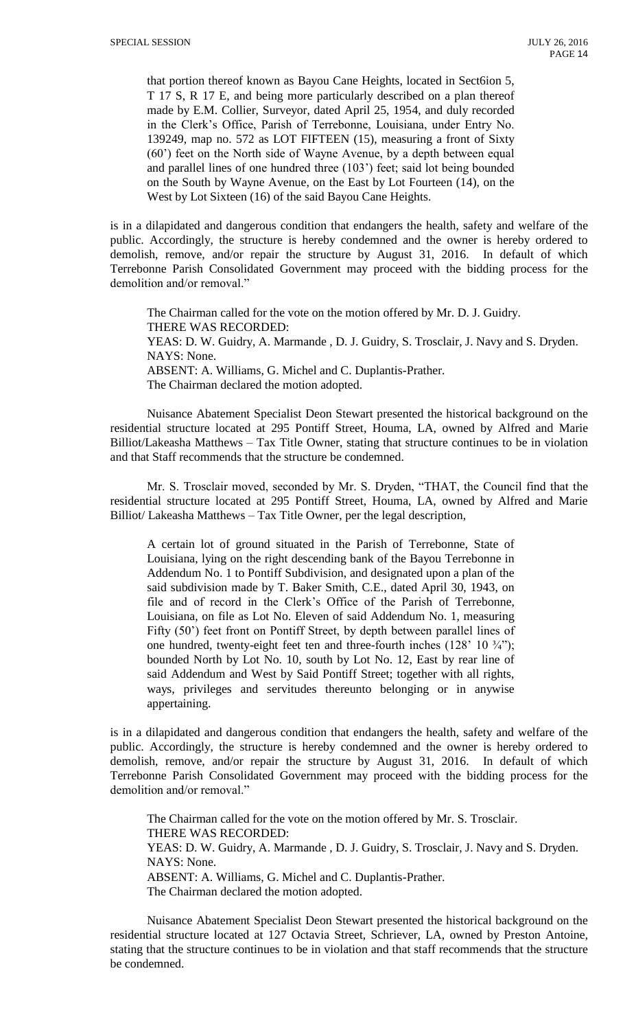that portion thereof known as Bayou Cane Heights, located in Sect6ion 5, T 17 S, R 17 E, and being more particularly described on a plan thereof made by E.M. Collier, Surveyor, dated April 25, 1954, and duly recorded in the Clerk's Office, Parish of Terrebonne, Louisiana, under Entry No. 139249, map no. 572 as LOT FIFTEEN (15), measuring a front of Sixty (60') feet on the North side of Wayne Avenue, by a depth between equal and parallel lines of one hundred three (103') feet; said lot being bounded on the South by Wayne Avenue, on the East by Lot Fourteen (14), on the West by Lot Sixteen (16) of the said Bayou Cane Heights.

is in a dilapidated and dangerous condition that endangers the health, safety and welfare of the public. Accordingly, the structure is hereby condemned and the owner is hereby ordered to demolish, remove, and/or repair the structure by August 31, 2016. In default of which Terrebonne Parish Consolidated Government may proceed with the bidding process for the demolition and/or removal."

The Chairman called for the vote on the motion offered by Mr. D. J. Guidry.
THERE WAS RECORDED:
YEAS: D. W. Guidry, A. Marmande , D. J. Guidry, S. Trosclair, J. Navy and S. Dryden.
NAYS: None.
ABSENT: A. Williams, G. Michel and C. Duplantis-Prather.
The Chairman declared the motion adopted.

Nuisance Abatement Specialist Deon Stewart presented the historical background on the residential structure located at 295 Pontiff Street, Houma, LA, owned by Alfred and Marie Billiot/Lakeasha Matthews – Tax Title Owner, stating that structure continues to be in violation and that Staff recommends that the structure be condemned.

Mr. S. Trosclair moved, seconded by Mr. S. Dryden, "THAT, the Council find that the residential structure located at 295 Pontiff Street, Houma, LA, owned by Alfred and Marie Billiot/ Lakeasha Matthews – Tax Title Owner, per the legal description,

A certain lot of ground situated in the Parish of Terrebonne, State of Louisiana, lying on the right descending bank of the Bayou Terrebonne in Addendum No. 1 to Pontiff Subdivision, and designated upon a plan of the said subdivision made by T. Baker Smith, C.E., dated April 30, 1943, on file and of record in the Clerk's Office of the Parish of Terrebonne, Louisiana, on file as Lot No. Eleven of said Addendum No. 1, measuring Fifty (50') feet front on Pontiff Street, by depth between parallel lines of one hundred, twenty-eight feet ten and three-fourth inches (128' 10 ¾"); bounded North by Lot No. 10, south by Lot No. 12, East by rear line of said Addendum and West by Said Pontiff Street; together with all rights, ways, privileges and servitudes thereunto belonging or in anywise appertaining.

is in a dilapidated and dangerous condition that endangers the health, safety and welfare of the public. Accordingly, the structure is hereby condemned and the owner is hereby ordered to demolish, remove, and/or repair the structure by August 31, 2016. In default of which Terrebonne Parish Consolidated Government may proceed with the bidding process for the demolition and/or removal."

The Chairman called for the vote on the motion offered by Mr. S. Trosclair.
THERE WAS RECORDED:
YEAS: D. W. Guidry, A. Marmande , D. J. Guidry, S. Trosclair, J. Navy and S. Dryden.
NAYS: None.
ABSENT: A. Williams, G. Michel and C. Duplantis-Prather.
The Chairman declared the motion adopted.

Nuisance Abatement Specialist Deon Stewart presented the historical background on the residential structure located at 127 Octavia Street, Schriever, LA, owned by Preston Antoine, stating that the structure continues to be in violation and that staff recommends that the structure be condemned.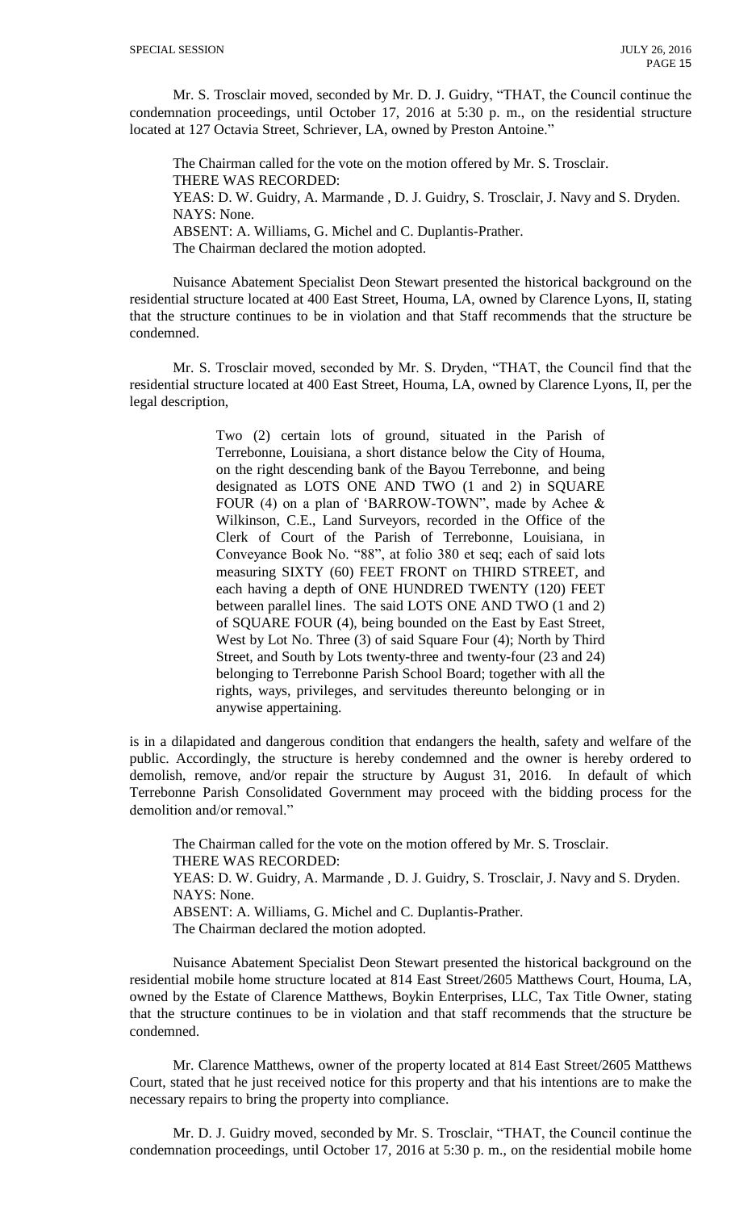Mr. S. Trosclair moved, seconded by Mr. D. J. Guidry, "THAT, the Council continue the condemnation proceedings, until October 17, 2016 at 5:30 p. m., on the residential structure located at 127 Octavia Street, Schriever, LA, owned by Preston Antoine."

The Chairman called for the vote on the motion offered by Mr. S. Trosclair.
THERE WAS RECORDED:
YEAS: D. W. Guidry, A. Marmande , D. J. Guidry, S. Trosclair, J. Navy and S. Dryden.
NAYS: None.
ABSENT: A. Williams, G. Michel and C. Duplantis-Prather.
The Chairman declared the motion adopted.

Nuisance Abatement Specialist Deon Stewart presented the historical background on the residential structure located at 400 East Street, Houma, LA, owned by Clarence Lyons, II, stating that the structure continues to be in violation and that Staff recommends that the structure be condemned.

Mr. S. Trosclair moved, seconded by Mr. S. Dryden, "THAT, the Council find that the residential structure located at 400 East Street, Houma, LA, owned by Clarence Lyons, II, per the legal description,

> Two (2) certain lots of ground, situated in the Parish of Terrebonne, Louisiana, a short distance below the City of Houma, on the right descending bank of the Bayou Terrebonne, and being designated as LOTS ONE AND TWO (1 and 2) in SQUARE FOUR (4) on a plan of 'BARROW-TOWN", made by Achee & Wilkinson, C.E., Land Surveyors, recorded in the Office of the Clerk of Court of the Parish of Terrebonne, Louisiana, in Conveyance Book No. "88", at folio 380 et seq; each of said lots measuring SIXTY (60) FEET FRONT on THIRD STREET, and each having a depth of ONE HUNDRED TWENTY (120) FEET between parallel lines. The said LOTS ONE AND TWO (1 and 2) of SQUARE FOUR (4), being bounded on the East by East Street, West by Lot No. Three (3) of said Square Four (4); North by Third Street, and South by Lots twenty-three and twenty-four (23 and 24) belonging to Terrebonne Parish School Board; together with all the rights, ways, privileges, and servitudes thereunto belonging or in anywise appertaining.

is in a dilapidated and dangerous condition that endangers the health, safety and welfare of the public. Accordingly, the structure is hereby condemned and the owner is hereby ordered to demolish, remove, and/or repair the structure by August 31, 2016. In default of which Terrebonne Parish Consolidated Government may proceed with the bidding process for the demolition and/or removal."

The Chairman called for the vote on the motion offered by Mr. S. Trosclair.
THERE WAS RECORDED:
YEAS: D. W. Guidry, A. Marmande , D. J. Guidry, S. Trosclair, J. Navy and S. Dryden.
NAYS: None.
ABSENT: A. Williams, G. Michel and C. Duplantis-Prather.
The Chairman declared the motion adopted.

Nuisance Abatement Specialist Deon Stewart presented the historical background on the residential mobile home structure located at 814 East Street/2605 Matthews Court, Houma, LA, owned by the Estate of Clarence Matthews, Boykin Enterprises, LLC, Tax Title Owner, stating that the structure continues to be in violation and that staff recommends that the structure be condemned.

Mr. Clarence Matthews, owner of the property located at 814 East Street/2605 Matthews Court, stated that he just received notice for this property and that his intentions are to make the necessary repairs to bring the property into compliance.

Mr. D. J. Guidry moved, seconded by Mr. S. Trosclair, "THAT, the Council continue the condemnation proceedings, until October 17, 2016 at 5:30 p. m., on the residential mobile home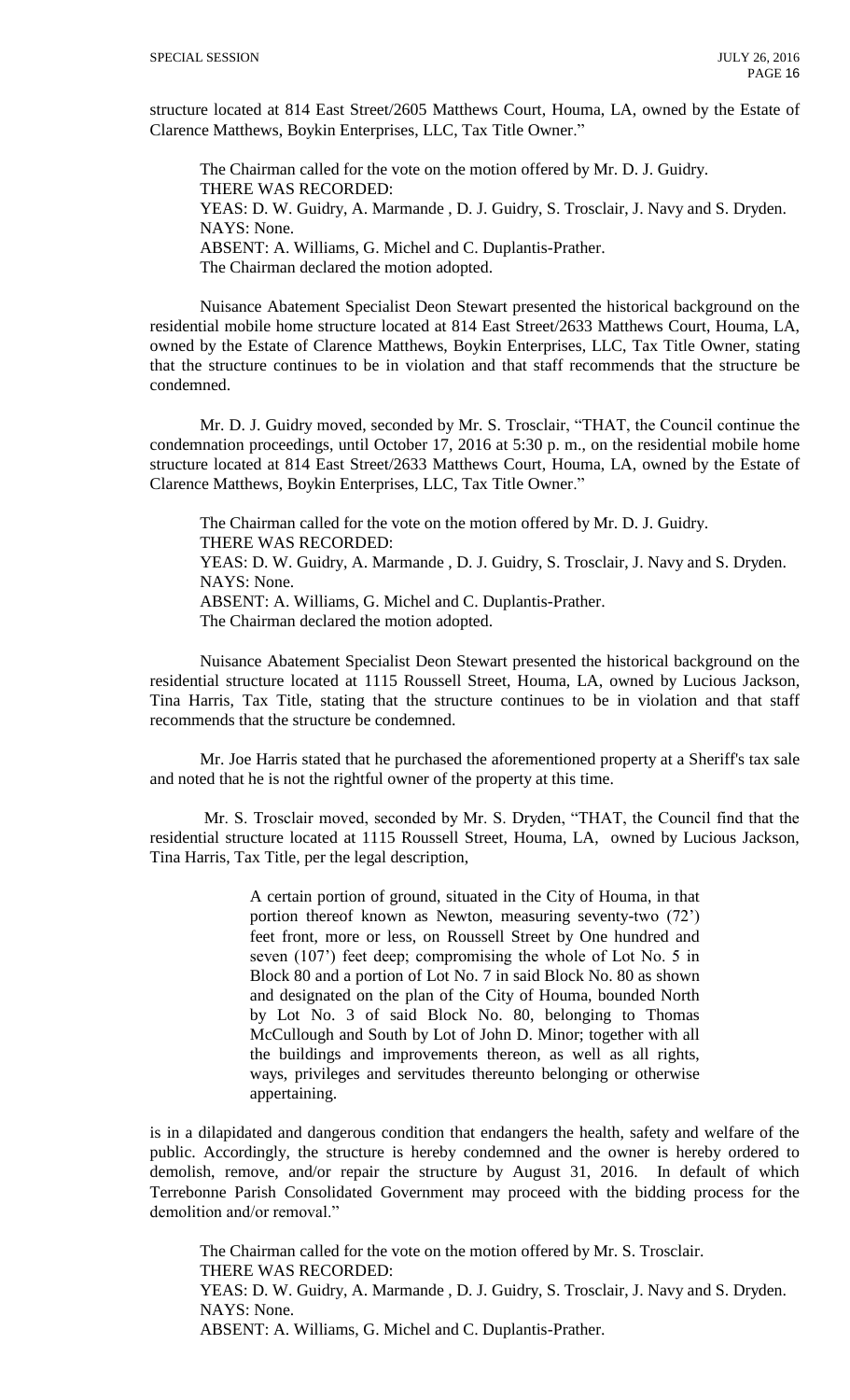structure located at 814 East Street/2605 Matthews Court, Houma, LA, owned by the Estate of Clarence Matthews, Boykin Enterprises, LLC, Tax Title Owner."

The Chairman called for the vote on the motion offered by Mr. D. J. Guidry.
THERE WAS RECORDED:
YEAS: D. W. Guidry, A. Marmande , D. J. Guidry, S. Trosclair, J. Navy and S. Dryden.
NAYS: None.
ABSENT: A. Williams, G. Michel and C. Duplantis-Prather.
The Chairman declared the motion adopted.

Nuisance Abatement Specialist Deon Stewart presented the historical background on the residential mobile home structure located at 814 East Street/2633 Matthews Court, Houma, LA, owned by the Estate of Clarence Matthews, Boykin Enterprises, LLC, Tax Title Owner, stating that the structure continues to be in violation and that staff recommends that the structure be condemned.

Mr. D. J. Guidry moved, seconded by Mr. S. Trosclair, "THAT, the Council continue the condemnation proceedings, until October 17, 2016 at 5:30 p. m., on the residential mobile home structure located at 814 East Street/2633 Matthews Court, Houma, LA, owned by the Estate of Clarence Matthews, Boykin Enterprises, LLC, Tax Title Owner."

The Chairman called for the vote on the motion offered by Mr. D. J. Guidry.
THERE WAS RECORDED:
YEAS: D. W. Guidry, A. Marmande , D. J. Guidry, S. Trosclair, J. Navy and S. Dryden.
NAYS: None.
ABSENT: A. Williams, G. Michel and C. Duplantis-Prather.
The Chairman declared the motion adopted.

Nuisance Abatement Specialist Deon Stewart presented the historical background on the residential structure located at 1115 Roussell Street, Houma, LA, owned by Lucious Jackson, Tina Harris, Tax Title, stating that the structure continues to be in violation and that staff recommends that the structure be condemned.

Mr. Joe Harris stated that he purchased the aforementioned property at a Sheriff's tax sale and noted that he is not the rightful owner of the property at this time.

Mr. S. Trosclair moved, seconded by Mr. S. Dryden, "THAT, the Council find that the residential structure located at 1115 Roussell Street, Houma, LA, owned by Lucious Jackson, Tina Harris, Tax Title, per the legal description,

> A certain portion of ground, situated in the City of Houma, in that portion thereof known as Newton, measuring seventy-two (72') feet front, more or less, on Roussell Street by One hundred and seven (107') feet deep; compromising the whole of Lot No. 5 in Block 80 and a portion of Lot No. 7 in said Block No. 80 as shown and designated on the plan of the City of Houma, bounded North by Lot No. 3 of said Block No. 80, belonging to Thomas McCullough and South by Lot of John D. Minor; together with all the buildings and improvements thereon, as well as all rights, ways, privileges and servitudes thereunto belonging or otherwise appertaining.

is in a dilapidated and dangerous condition that endangers the health, safety and welfare of the public. Accordingly, the structure is hereby condemned and the owner is hereby ordered to demolish, remove, and/or repair the structure by August 31, 2016. In default of which Terrebonne Parish Consolidated Government may proceed with the bidding process for the demolition and/or removal."

The Chairman called for the vote on the motion offered by Mr. S. Trosclair.
THERE WAS RECORDED:
YEAS: D. W. Guidry, A. Marmande , D. J. Guidry, S. Trosclair, J. Navy and S. Dryden.
NAYS: None.
ABSENT: A. Williams, G. Michel and C. Duplantis-Prather.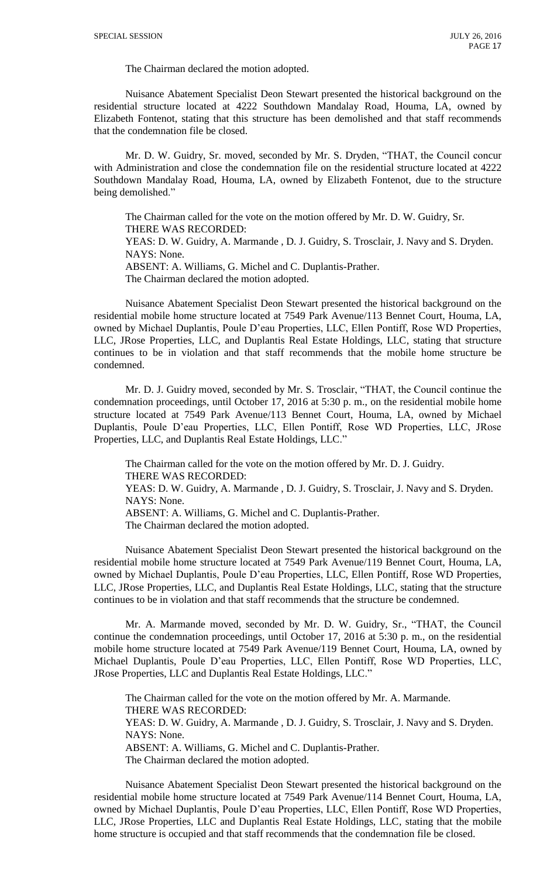The Chairman declared the motion adopted.

Nuisance Abatement Specialist Deon Stewart presented the historical background on the residential structure located at 4222 Southdown Mandalay Road, Houma, LA, owned by Elizabeth Fontenot, stating that this structure has been demolished and that staff recommends that the condemnation file be closed.

Mr. D. W. Guidry, Sr. moved, seconded by Mr. S. Dryden, "THAT, the Council concur with Administration and close the condemnation file on the residential structure located at 4222 Southdown Mandalay Road, Houma, LA, owned by Elizabeth Fontenot, due to the structure being demolished."

The Chairman called for the vote on the motion offered by Mr. D. W. Guidry, Sr.
THERE WAS RECORDED:
YEAS: D. W. Guidry, A. Marmande , D. J. Guidry, S. Trosclair, J. Navy and S. Dryden.
NAYS: None.
ABSENT: A. Williams, G. Michel and C. Duplantis-Prather.
The Chairman declared the motion adopted.

Nuisance Abatement Specialist Deon Stewart presented the historical background on the residential mobile home structure located at 7549 Park Avenue/113 Bennet Court, Houma, LA, owned by Michael Duplantis, Poule D'eau Properties, LLC, Ellen Pontiff, Rose WD Properties, LLC, JRose Properties, LLC, and Duplantis Real Estate Holdings, LLC, stating that structure continues to be in violation and that staff recommends that the mobile home structure be condemned.

Mr. D. J. Guidry moved, seconded by Mr. S. Trosclair, "THAT, the Council continue the condemnation proceedings, until October 17, 2016 at 5:30 p. m., on the residential mobile home structure located at 7549 Park Avenue/113 Bennet Court, Houma, LA, owned by Michael Duplantis, Poule D'eau Properties, LLC, Ellen Pontiff, Rose WD Properties, LLC, JRose Properties, LLC, and Duplantis Real Estate Holdings, LLC."

The Chairman called for the vote on the motion offered by Mr. D. J. Guidry.
THERE WAS RECORDED:
YEAS: D. W. Guidry, A. Marmande , D. J. Guidry, S. Trosclair, J. Navy and S. Dryden.
NAYS: None.
ABSENT: A. Williams, G. Michel and C. Duplantis-Prather.
The Chairman declared the motion adopted.

Nuisance Abatement Specialist Deon Stewart presented the historical background on the residential mobile home structure located at 7549 Park Avenue/119 Bennet Court, Houma, LA, owned by Michael Duplantis, Poule D'eau Properties, LLC, Ellen Pontiff, Rose WD Properties, LLC, JRose Properties, LLC, and Duplantis Real Estate Holdings, LLC, stating that the structure continues to be in violation and that staff recommends that the structure be condemned.

Mr. A. Marmande moved, seconded by Mr. D. W. Guidry, Sr., "THAT, the Council continue the condemnation proceedings, until October 17, 2016 at 5:30 p. m., on the residential mobile home structure located at 7549 Park Avenue/119 Bennet Court, Houma, LA, owned by Michael Duplantis, Poule D'eau Properties, LLC, Ellen Pontiff, Rose WD Properties, LLC, JRose Properties, LLC and Duplantis Real Estate Holdings, LLC."

The Chairman called for the vote on the motion offered by Mr. A. Marmande.
THERE WAS RECORDED:
YEAS: D. W. Guidry, A. Marmande , D. J. Guidry, S. Trosclair, J. Navy and S. Dryden.
NAYS: None.
ABSENT: A. Williams, G. Michel and C. Duplantis-Prather.
The Chairman declared the motion adopted.

Nuisance Abatement Specialist Deon Stewart presented the historical background on the residential mobile home structure located at 7549 Park Avenue/114 Bennet Court, Houma, LA, owned by Michael Duplantis, Poule D'eau Properties, LLC, Ellen Pontiff, Rose WD Properties, LLC, JRose Properties, LLC and Duplantis Real Estate Holdings, LLC, stating that the mobile home structure is occupied and that staff recommends that the condemnation file be closed.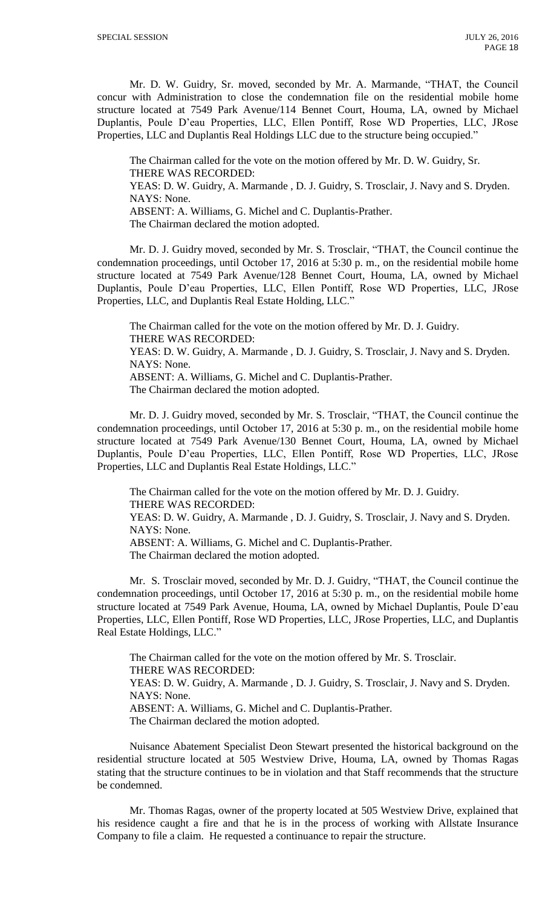Mr. D. W. Guidry, Sr. moved, seconded by Mr. A. Marmande, "THAT, the Council concur with Administration to close the condemnation file on the residential mobile home structure located at 7549 Park Avenue/114 Bennet Court, Houma, LA, owned by Michael Duplantis, Poule D'eau Properties, LLC, Ellen Pontiff, Rose WD Properties, LLC, JRose Properties, LLC and Duplantis Real Holdings LLC due to the structure being occupied."

The Chairman called for the vote on the motion offered by Mr. D. W. Guidry, Sr.
THERE WAS RECORDED:
YEAS: D. W. Guidry, A. Marmande , D. J. Guidry, S. Trosclair, J. Navy and S. Dryden.
NAYS: None.
ABSENT: A. Williams, G. Michel and C. Duplantis-Prather.
The Chairman declared the motion adopted.

Mr. D. J. Guidry moved, seconded by Mr. S. Trosclair, "THAT, the Council continue the condemnation proceedings, until October 17, 2016 at 5:30 p. m., on the residential mobile home structure located at 7549 Park Avenue/128 Bennet Court, Houma, LA, owned by Michael Duplantis, Poule D'eau Properties, LLC, Ellen Pontiff, Rose WD Properties, LLC, JRose Properties, LLC, and Duplantis Real Estate Holding, LLC."

The Chairman called for the vote on the motion offered by Mr. D. J. Guidry.
THERE WAS RECORDED:
YEAS: D. W. Guidry, A. Marmande , D. J. Guidry, S. Trosclair, J. Navy and S. Dryden.
NAYS: None.
ABSENT: A. Williams, G. Michel and C. Duplantis-Prather.
The Chairman declared the motion adopted.

Mr. D. J. Guidry moved, seconded by Mr. S. Trosclair, "THAT, the Council continue the condemnation proceedings, until October 17, 2016 at 5:30 p. m., on the residential mobile home structure located at 7549 Park Avenue/130 Bennet Court, Houma, LA, owned by Michael Duplantis, Poule D'eau Properties, LLC, Ellen Pontiff, Rose WD Properties, LLC, JRose Properties, LLC and Duplantis Real Estate Holdings, LLC."

The Chairman called for the vote on the motion offered by Mr. D. J. Guidry.
THERE WAS RECORDED:
YEAS: D. W. Guidry, A. Marmande , D. J. Guidry, S. Trosclair, J. Navy and S. Dryden.
NAYS: None.
ABSENT: A. Williams, G. Michel and C. Duplantis-Prather.
The Chairman declared the motion adopted.

Mr. S. Trosclair moved, seconded by Mr. D. J. Guidry, "THAT, the Council continue the condemnation proceedings, until October 17, 2016 at 5:30 p. m., on the residential mobile home structure located at 7549 Park Avenue, Houma, LA, owned by Michael Duplantis, Poule D'eau Properties, LLC, Ellen Pontiff, Rose WD Properties, LLC, JRose Properties, LLC, and Duplantis Real Estate Holdings, LLC."

The Chairman called for the vote on the motion offered by Mr. S. Trosclair.
THERE WAS RECORDED:
YEAS: D. W. Guidry, A. Marmande , D. J. Guidry, S. Trosclair, J. Navy and S. Dryden.
NAYS: None.
ABSENT: A. Williams, G. Michel and C. Duplantis-Prather.
The Chairman declared the motion adopted.

Nuisance Abatement Specialist Deon Stewart presented the historical background on the residential structure located at 505 Westview Drive, Houma, LA, owned by Thomas Ragas stating that the structure continues to be in violation and that Staff recommends that the structure be condemned.

Mr. Thomas Ragas, owner of the property located at 505 Westview Drive, explained that his residence caught a fire and that he is in the process of working with Allstate Insurance Company to file a claim. He requested a continuance to repair the structure.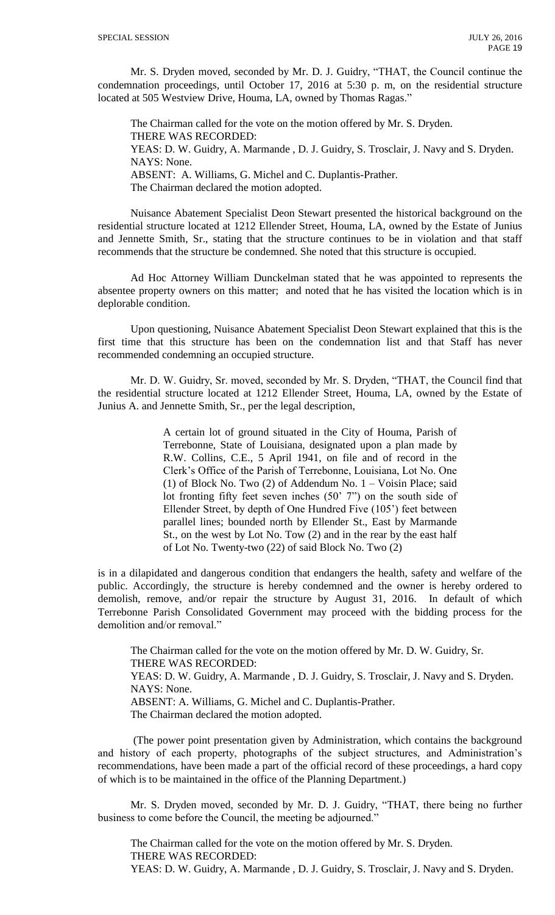Mr. S. Dryden moved, seconded by Mr. D. J. Guidry, "THAT, the Council continue the condemnation proceedings, until October 17, 2016 at 5:30 p. m, on the residential structure located at 505 Westview Drive, Houma, LA, owned by Thomas Ragas."

The Chairman called for the vote on the motion offered by Mr. S. Dryden.
THERE WAS RECORDED:
YEAS: D. W. Guidry, A. Marmande , D. J. Guidry, S. Trosclair, J. Navy and S. Dryden.
NAYS: None.
ABSENT: A. Williams, G. Michel and C. Duplantis-Prather.
The Chairman declared the motion adopted.

Nuisance Abatement Specialist Deon Stewart presented the historical background on the residential structure located at 1212 Ellender Street, Houma, LA, owned by the Estate of Junius and Jennette Smith, Sr., stating that the structure continues to be in violation and that staff recommends that the structure be condemned. She noted that this structure is occupied.

Ad Hoc Attorney William Dunckelman stated that he was appointed to represents the absentee property owners on this matter; and noted that he has visited the location which is in deplorable condition.

Upon questioning, Nuisance Abatement Specialist Deon Stewart explained that this is the first time that this structure has been on the condemnation list and that Staff has never recommended condemning an occupied structure.

Mr. D. W. Guidry, Sr. moved, seconded by Mr. S. Dryden, "THAT, the Council find that the residential structure located at 1212 Ellender Street, Houma, LA, owned by the Estate of Junius A. and Jennette Smith, Sr., per the legal description,

> A certain lot of ground situated in the City of Houma, Parish of Terrebonne, State of Louisiana, designated upon a plan made by R.W. Collins, C.E., 5 April 1941, on file and of record in the Clerk's Office of the Parish of Terrebonne, Louisiana, Lot No. One (1) of Block No. Two (2) of Addendum No. 1 – Voisin Place; said lot fronting fifty feet seven inches (50' 7") on the south side of Ellender Street, by depth of One Hundred Five (105') feet between parallel lines; bounded north by Ellender St., East by Marmande St., on the west by Lot No. Tow (2) and in the rear by the east half of Lot No. Twenty-two (22) of said Block No. Two (2)

is in a dilapidated and dangerous condition that endangers the health, safety and welfare of the public. Accordingly, the structure is hereby condemned and the owner is hereby ordered to demolish, remove, and/or repair the structure by August 31, 2016. In default of which Terrebonne Parish Consolidated Government may proceed with the bidding process for the demolition and/or removal."

The Chairman called for the vote on the motion offered by Mr. D. W. Guidry, Sr.
THERE WAS RECORDED:
YEAS: D. W. Guidry, A. Marmande , D. J. Guidry, S. Trosclair, J. Navy and S. Dryden.
NAYS: None.
ABSENT: A. Williams, G. Michel and C. Duplantis-Prather.
The Chairman declared the motion adopted.

(The power point presentation given by Administration, which contains the background and history of each property, photographs of the subject structures, and Administration's recommendations, have been made a part of the official record of these proceedings, a hard copy of which is to be maintained in the office of the Planning Department.)

Mr. S. Dryden moved, seconded by Mr. D. J. Guidry, "THAT, there being no further business to come before the Council, the meeting be adjourned."

The Chairman called for the vote on the motion offered by Mr. S. Dryden.
THERE WAS RECORDED:
YEAS: D. W. Guidry, A. Marmande , D. J. Guidry, S. Trosclair, J. Navy and S. Dryden.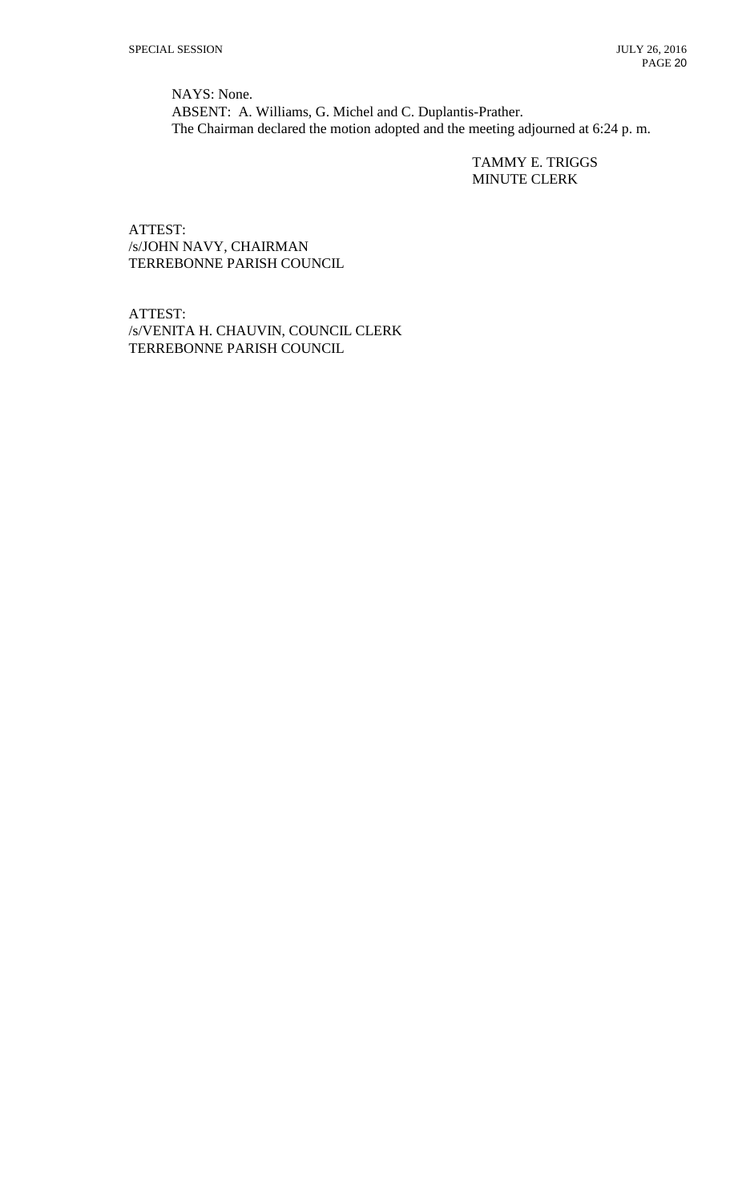NAYS: None.
ABSENT: A. Williams, G. Michel and C. Duplantis-Prather.
The Chairman declared the motion adopted and the meeting adjourned at 6:24 p. m.

TAMMY E. TRIGGS
MINUTE CLERK

ATTEST:
/s/JOHN NAVY, CHAIRMAN
TERREBONNE PARISH COUNCIL

ATTEST:
/s/VENITA H. CHAUVIN, COUNCIL CLERK
TERREBONNE PARISH COUNCIL